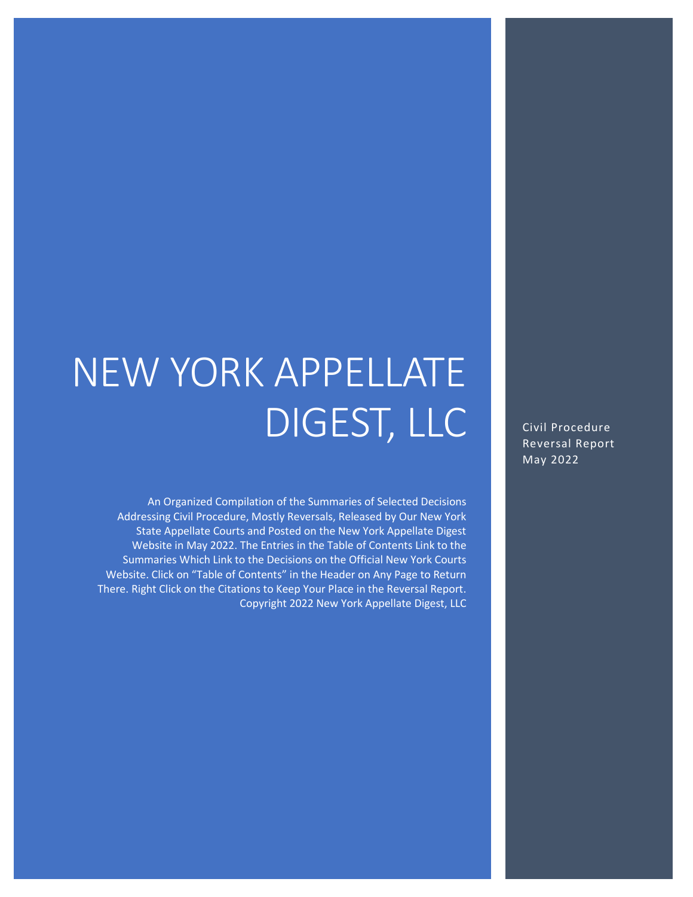# NEW YORK APPELLATE DIGEST, LLC

Civil Procedure
Reversal Report
May 2022

An Organized Compilation of the Summaries of Selected Decisions Addressing Civil Procedure, Mostly Reversals, Released by Our New York State Appellate Courts and Posted on the New York Appellate Digest Website in May 2022. The Entries in the Table of Contents Link to the Summaries Which Link to the Decisions on the Official New York Courts Website. Click on "Table of Contents" in the Header on Any Page to Return There. Right Click on the Citations to Keep Your Place in the Reversal Report. Copyright 2022 New York Appellate Digest, LLC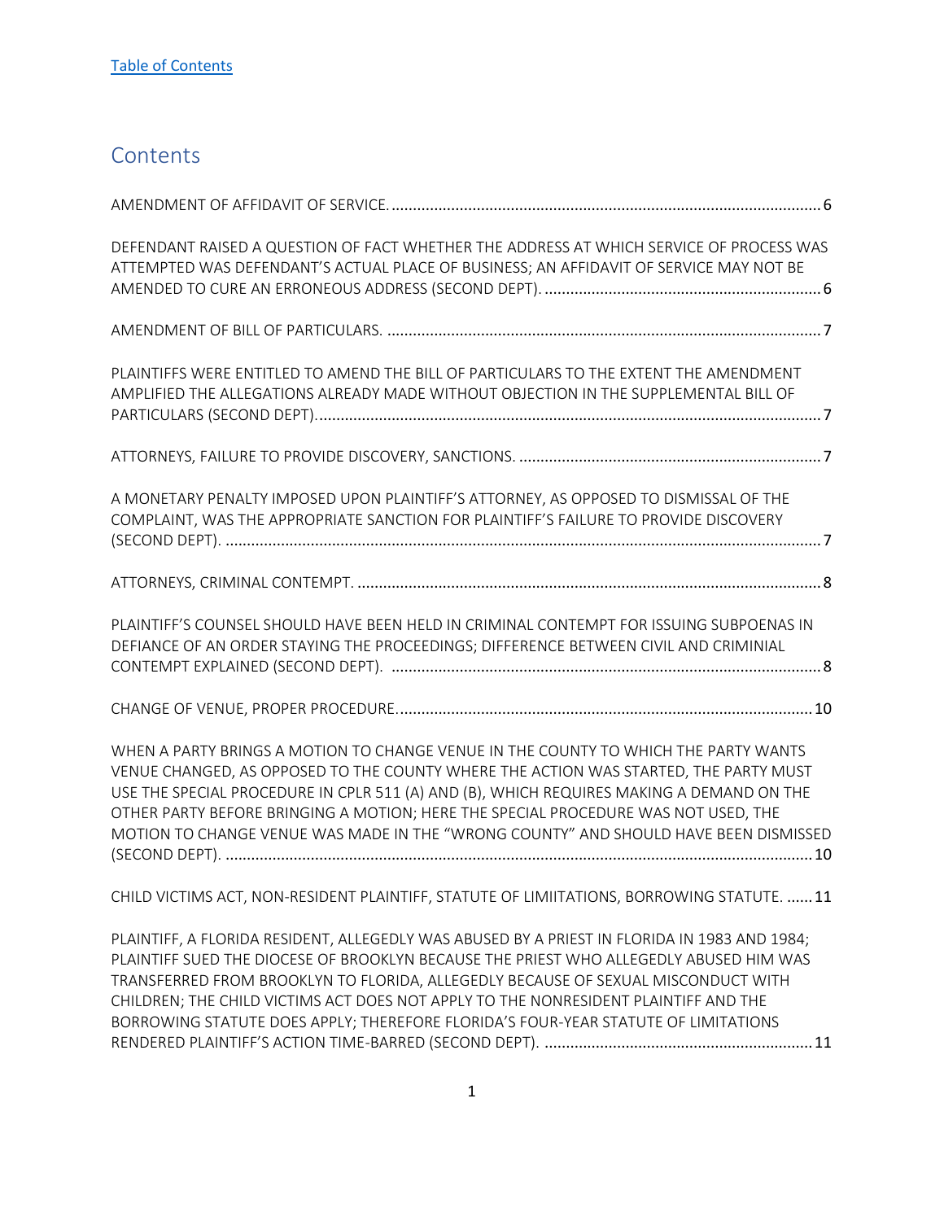Table of Contents

## Contents

AMENDMENT OF AFFIDAVIT OF SERVICE. ..... 6

DEFENDANT RAISED A QUESTION OF FACT WHETHER THE ADDRESS AT WHICH SERVICE OF PROCESS WAS ATTEMPTED WAS DEFENDANT'S ACTUAL PLACE OF BUSINESS; AN AFFIDAVIT OF SERVICE MAY NOT BE AMENDED TO CURE AN ERRONEOUS ADDRESS (SECOND DEPT). ..... 6

AMENDMENT OF BILL OF PARTICULARS. ..... 7

PLAINTIFFS WERE ENTITLED TO AMEND THE BILL OF PARTICULARS TO THE EXTENT THE AMENDMENT AMPLIFIED THE ALLEGATIONS ALREADY MADE WITHOUT OBJECTION IN THE SUPPLEMENTAL BILL OF PARTICULARS (SECOND DEPT). ..... 7

ATTORNEYS, FAILURE TO PROVIDE DISCOVERY, SANCTIONS. ..... 7

A MONETARY PENALTY IMPOSED UPON PLAINTIFF'S ATTORNEY, AS OPPOSED TO DISMISSAL OF THE COMPLAINT, WAS THE APPROPRIATE SANCTION FOR PLAINTIFF'S FAILURE TO PROVIDE DISCOVERY (SECOND DEPT). ..... 7

ATTORNEYS, CRIMINAL CONTEMPT. ..... 8

PLAINTIFF'S COUNSEL SHOULD HAVE BEEN HELD IN CRIMINAL CONTEMPT FOR ISSUING SUBPOENAS IN DEFIANCE OF AN ORDER STAYING THE PROCEEDINGS; DIFFERENCE BETWEEN CIVIL AND CRIMINIAL CONTEMPT EXPLAINED (SECOND DEPT). ..... 8

CHANGE OF VENUE, PROPER PROCEDURE. ..... 10

WHEN A PARTY BRINGS A MOTION TO CHANGE VENUE IN THE COUNTY TO WHICH THE PARTY WANTS VENUE CHANGED, AS OPPOSED TO THE COUNTY WHERE THE ACTION WAS STARTED, THE PARTY MUST USE THE SPECIAL PROCEDURE IN CPLR 511 (A) AND (B), WHICH REQUIRES MAKING A DEMAND ON THE OTHER PARTY BEFORE BRINGING A MOTION; HERE THE SPECIAL PROCEDURE WAS NOT USED, THE MOTION TO CHANGE VENUE WAS MADE IN THE "WRONG COUNTY" AND SHOULD HAVE BEEN DISMISSED (SECOND DEPT). ..... 10

CHILD VICTIMS ACT, NON-RESIDENT PLAINTIFF, STATUTE OF LIMIITATIONS, BORROWING STATUTE. ..... 11

PLAINTIFF, A FLORIDA RESIDENT, ALLEGEDLY WAS ABUSED BY A PRIEST IN FLORIDA IN 1983 AND 1984; PLAINTIFF SUED THE DIOCESE OF BROOKLYN BECAUSE THE PRIEST WHO ALLEGEDLY ABUSED HIM WAS TRANSFERRED FROM BROOKLYN TO FLORIDA, ALLEGEDLY BECAUSE OF SEXUAL MISCONDUCT WITH CHILDREN; THE CHILD VICTIMS ACT DOES NOT APPLY TO THE NONRESIDENT PLAINTIFF AND THE BORROWING STATUTE DOES APPLY; THEREFORE FLORIDA'S FOUR-YEAR STATUTE OF LIMITATIONS RENDERED PLAINTIFF'S ACTION TIME-BARRED (SECOND DEPT). ..... 11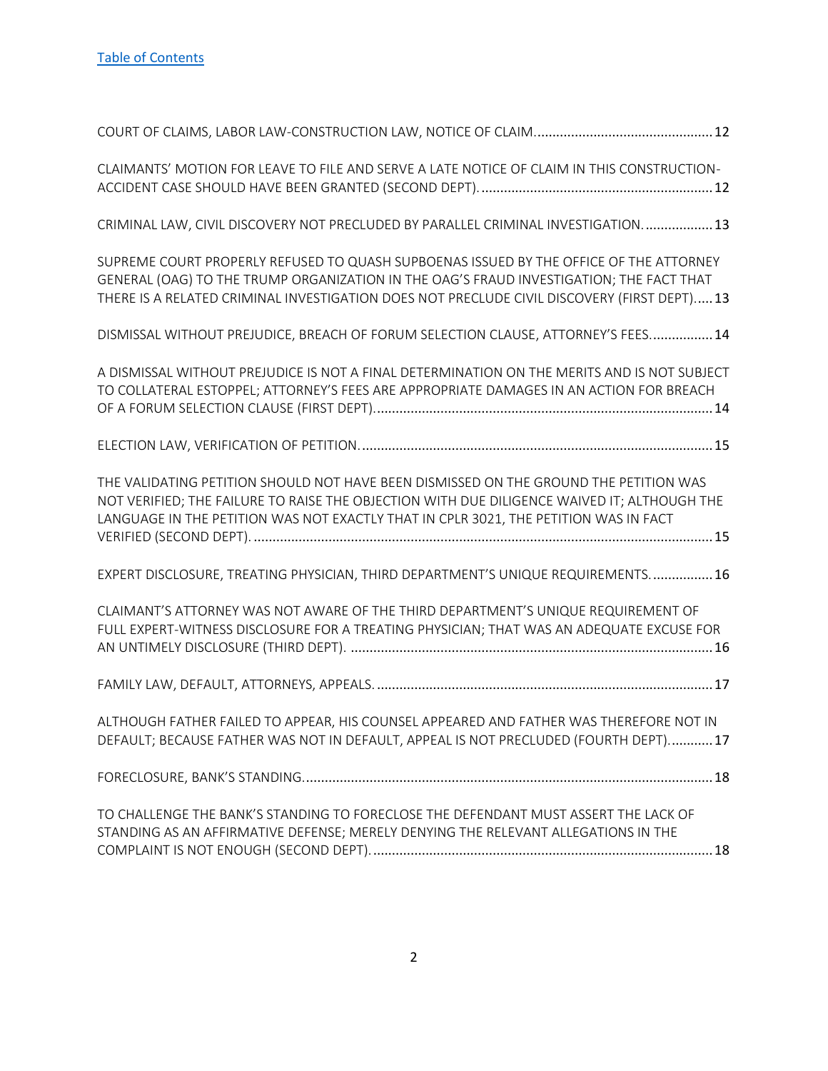[Table of Contents](#)

[COURT OF CLAIMS, LABOR LAW-CONSTRUCTION LAW, NOTICE OF CLAIM................................................ 12](#)

[CLAIMANTS' MOTION FOR LEAVE TO FILE AND SERVE A LATE NOTICE OF CLAIM IN THIS CONSTRUCTION-ACCIDENT CASE SHOULD HAVE BEEN GRANTED (SECOND DEPT)............................................................... 12](#)

[CRIMINAL LAW, CIVIL DISCOVERY NOT PRECLUDED BY PARALLEL CRIMINAL INVESTIGATION................... 13](#)

[SUPREME COURT PROPERLY REFUSED TO QUASH SUPBOENAS ISSUED BY THE OFFICE OF THE ATTORNEY GENERAL (OAG) TO THE TRUMP ORGANIZATION IN THE OAG'S FRAUD INVESTIGATION; THE FACT THAT THERE IS A RELATED CRIMINAL INVESTIGATION DOES NOT PRECLUDE CIVIL DISCOVERY (FIRST DEPT)..... 13](#)

[DISMISSAL WITHOUT PREJUDICE, BREACH OF FORUM SELECTION CLAUSE, ATTORNEY'S FEES................. 14](#)

[A DISMISSAL WITHOUT PREJUDICE IS NOT A FINAL DETERMINATION ON THE MERITS AND IS NOT SUBJECT TO COLLATERAL ESTOPPEL; ATTORNEY'S FEES ARE APPROPRIATE DAMAGES IN AN ACTION FOR BREACH OF A FORUM SELECTION CLAUSE (FIRST DEPT)........................................................................................... 14](#)

[ELECTION LAW, VERIFICATION OF PETITION.............................................................................................. 15](#)

[THE VALIDATING PETITION SHOULD NOT HAVE BEEN DISMISSED ON THE GROUND THE PETITION WAS NOT VERIFIED; THE FAILURE TO RAISE THE OBJECTION WITH DUE DILIGENCE WAIVED IT; ALTHOUGH THE LANGUAGE IN THE PETITION WAS NOT EXACTLY THAT IN CPLR 3021, THE PETITION WAS IN FACT VERIFIED (SECOND DEPT)............................................................................................................................ 15](#)

[EXPERT DISCLOSURE, TREATING PHYSICIAN, THIRD DEPARTMENT'S UNIQUE REQUIREMENTS................. 16](#)

[CLAIMANT'S ATTORNEY WAS NOT AWARE OF THE THIRD DEPARTMENT'S UNIQUE REQUIREMENT OF FULL EXPERT-WITNESS DISCLOSURE FOR A TREATING PHYSICIAN; THAT WAS AN ADEQUATE EXCUSE FOR AN UNTIMELY DISCLOSURE (THIRD DEPT). ................................................................................................. 16](#)

[FAMILY LAW, DEFAULT, ATTORNEYS, APPEALS.......................................................................................... 17](#)

[ALTHOUGH FATHER FAILED TO APPEAR, HIS COUNSEL APPEARED AND FATHER WAS THEREFORE NOT IN DEFAULT; BECAUSE FATHER WAS NOT IN DEFAULT, APPEAL IS NOT PRECLUDED (FOURTH DEPT)............ 17](#)

[FORECLOSURE, BANK'S STANDING............................................................................................................. 18](#)

[TO CHALLENGE THE BANK'S STANDING TO FORECLOSE THE DEFENDANT MUST ASSERT THE LACK OF STANDING AS AN AFFIRMATIVE DEFENSE; MERELY DENYING THE RELEVANT ALLEGATIONS IN THE COMPLAINT IS NOT ENOUGH (SECOND DEPT)........................................................................................... 18](#)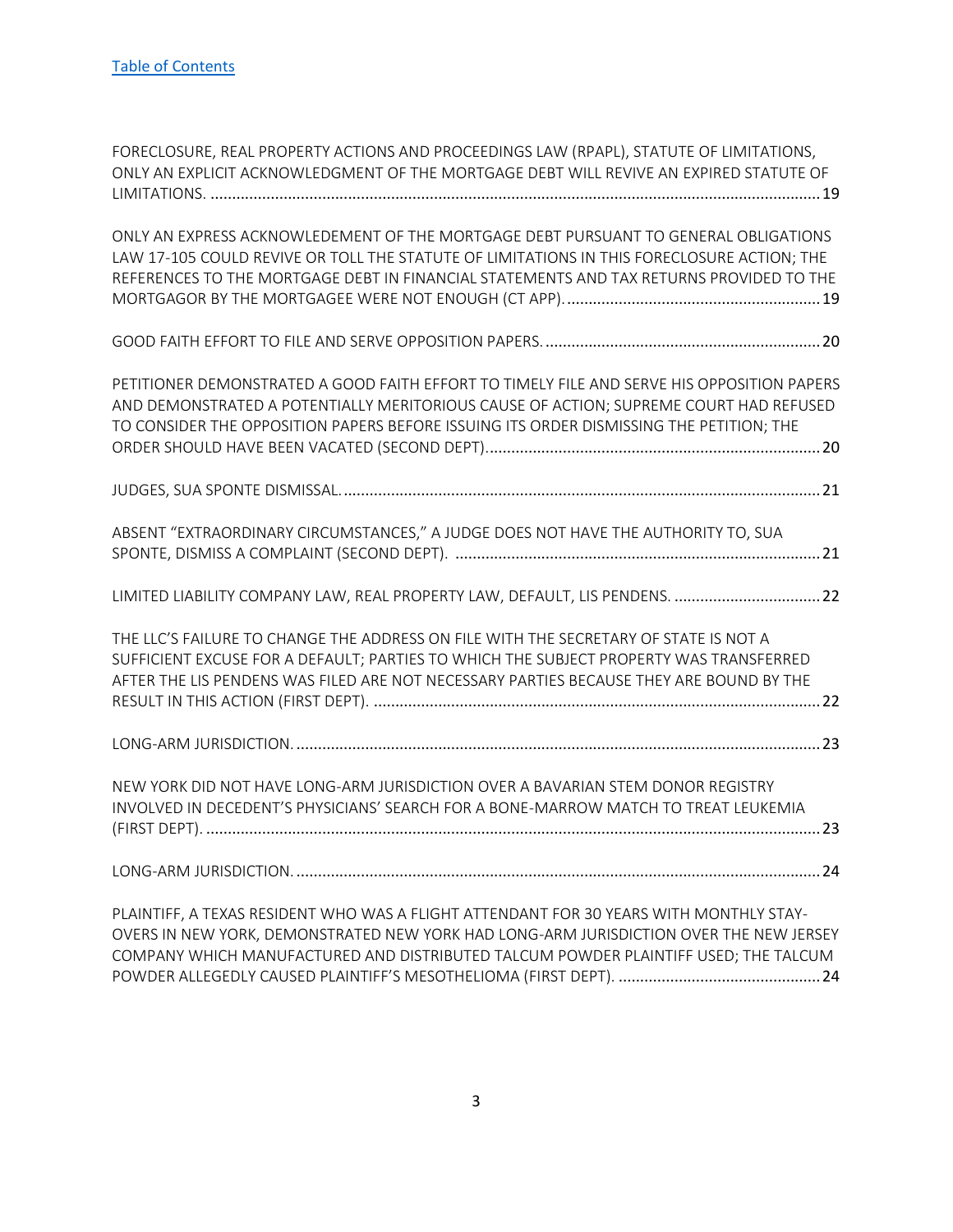[Table of Contents](#)

FORECLOSURE, REAL PROPERTY ACTIONS AND PROCEEDINGS LAW (RPAPL), STATUTE OF LIMITATIONS, ONLY AN EXPLICIT ACKNOWLEDGMENT OF THE MORTGAGE DEBT WILL REVIVE AN EXPIRED STATUTE OF LIMITATIONS. ............................................................................................................................................ 19

ONLY AN EXPRESS ACKNOWLEDEMENT OF THE MORTGAGE DEBT PURSUANT TO GENERAL OBLIGATIONS LAW 17-105 COULD REVIVE OR TOLL THE STATUTE OF LIMITATIONS IN THIS FORECLOSURE ACTION; THE REFERENCES TO THE MORTGAGE DEBT IN FINANCIAL STATEMENTS AND TAX RETURNS PROVIDED TO THE MORTGAGOR BY THE MORTGAGEE WERE NOT ENOUGH (CT APP). .......................................................... 19

GOOD FAITH EFFORT TO FILE AND SERVE OPPOSITION PAPERS. ................................................................ 20

PETITIONER DEMONSTRATED A GOOD FAITH EFFORT TO TIMELY FILE AND SERVE HIS OPPOSITION PAPERS AND DEMONSTRATED A POTENTIALLY MERITORIOUS CAUSE OF ACTION; SUPREME COURT HAD REFUSED TO CONSIDER THE OPPOSITION PAPERS BEFORE ISSUING ITS ORDER DISMISSING THE PETITION; THE ORDER SHOULD HAVE BEEN VACATED (SECOND DEPT). ............................................................................ 20

JUDGES, SUA SPONTE DISMISSAL. ............................................................................................................... 21

ABSENT "EXTRAORDINARY CIRCUMSTANCES," A JUDGE DOES NOT HAVE THE AUTHORITY TO, SUA SPONTE, DISMISS A COMPLAINT (SECOND DEPT). .................................................................................... 21

LIMITED LIABILITY COMPANY LAW, REAL PROPERTY LAW, DEFAULT, LIS PENDENS. .................................. 22

THE LLC'S FAILURE TO CHANGE THE ADDRESS ON FILE WITH THE SECRETARY OF STATE IS NOT A SUFFICIENT EXCUSE FOR A DEFAULT; PARTIES TO WHICH THE SUBJECT PROPERTY WAS TRANSFERRED AFTER THE LIS PENDENS WAS FILED ARE NOT NECESSARY PARTIES BECAUSE THEY ARE BOUND BY THE RESULT IN THIS ACTION (FIRST DEPT). ....................................................................................................... 22

LONG-ARM JURISDICTION. .......................................................................................................................... 23

NEW YORK DID NOT HAVE LONG-ARM JURISDICTION OVER A BAVARIAN STEM DONOR REGISTRY INVOLVED IN DECEDENT'S PHYSICIANS' SEARCH FOR A BONE-MARROW MATCH TO TREAT LEUKEMIA (FIRST DEPT). ............................................................................................................................................. 23

LONG-ARM JURISDICTION. .......................................................................................................................... 24

PLAINTIFF, A TEXAS RESIDENT WHO WAS A FLIGHT ATTENDANT FOR 30 YEARS WITH MONTHLY STAY-OVERS IN NEW YORK, DEMONSTRATED NEW YORK HAD LONG-ARM JURISDICTION OVER THE NEW JERSEY COMPANY WHICH MANUFACTURED AND DISTRIBUTED TALCUM POWDER PLAINTIFF USED; THE TALCUM POWDER ALLEGEDLY CAUSED PLAINTIFF'S MESOTHELIOMA (FIRST DEPT). ............................................... 24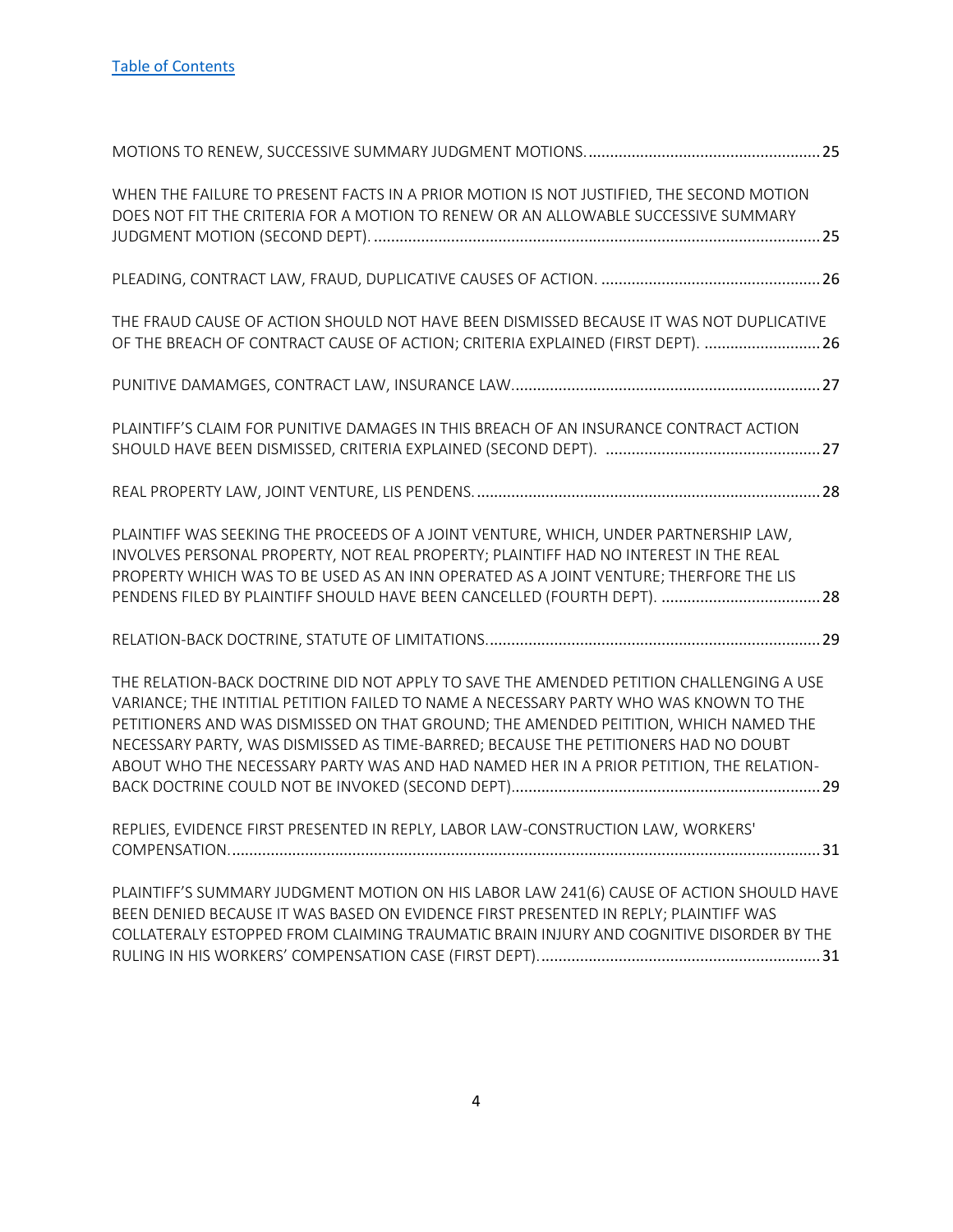[Table of Contents](#)

MOTIONS TO RENEW, SUCCESSIVE SUMMARY JUDGMENT MOTIONS. ........................................................ 25

WHEN THE FAILURE TO PRESENT FACTS IN A PRIOR MOTION IS NOT JUSTIFIED, THE SECOND MOTION DOES NOT FIT THE CRITERIA FOR A MOTION TO RENEW OR AN ALLOWABLE SUCCESSIVE SUMMARY JUDGMENT MOTION (SECOND DEPT). ........................................................ 25

PLEADING, CONTRACT LAW, FRAUD, DUPLICATIVE CAUSES OF ACTION. ........................................................ 26

THE FRAUD CAUSE OF ACTION SHOULD NOT HAVE BEEN DISMISSED BECAUSE IT WAS NOT DUPLICATIVE OF THE BREACH OF CONTRACT CAUSE OF ACTION; CRITERIA EXPLAINED (FIRST DEPT). ........................................................ 26

PUNITIVE DAMAMGES, CONTRACT LAW, INSURANCE LAW. ........................................................ 27

PLAINTIFF'S CLAIM FOR PUNITIVE DAMAGES IN THIS BREACH OF AN INSURANCE CONTRACT ACTION SHOULD HAVE BEEN DISMISSED, CRITERIA EXPLAINED (SECOND DEPT). ........................................................ 27

REAL PROPERTY LAW, JOINT VENTURE, LIS PENDENS. ........................................................ 28

PLAINTIFF WAS SEEKING THE PROCEEDS OF A JOINT VENTURE, WHICH, UNDER PARTNERSHIP LAW, INVOLVES PERSONAL PROPERTY, NOT REAL PROPERTY; PLAINTIFF HAD NO INTEREST IN THE REAL PROPERTY WHICH WAS TO BE USED AS AN INN OPERATED AS A JOINT VENTURE; THERFORE THE LIS PENDENS FILED BY PLAINTIFF SHOULD HAVE BEEN CANCELLED (FOURTH DEPT). ........................................................ 28

RELATION-BACK DOCTRINE, STATUTE OF LIMITATIONS. ........................................................ 29

THE RELATION-BACK DOCTRINE DID NOT APPLY TO SAVE THE AMENDED PETITION CHALLENGING A USE VARIANCE; THE INTITIAL PETITION FAILED TO NAME A NECESSARY PARTY WHO WAS KNOWN TO THE PETITIONERS AND WAS DISMISSED ON THAT GROUND; THE AMENDED PEITITION, WHICH NAMED THE NECESSARY PARTY, WAS DISMISSED AS TIME-BARRED; BECAUSE THE PETITIONERS HAD NO DOUBT ABOUT WHO THE NECESSARY PARTY WAS AND HAD NAMED HER IN A PRIOR PETITION, THE RELATION-BACK DOCTRINE COULD NOT BE INVOKED (SECOND DEPT). ........................................................ 29

REPLIES, EVIDENCE FIRST PRESENTED IN REPLY, LABOR LAW-CONSTRUCTION LAW, WORKERS' COMPENSATION. ........................................................ 31

PLAINTIFF'S SUMMARY JUDGMENT MOTION ON HIS LABOR LAW 241(6) CAUSE OF ACTION SHOULD HAVE BEEN DENIED BECAUSE IT WAS BASED ON EVIDENCE FIRST PRESENTED IN REPLY; PLAINTIFF WAS COLLATERALY ESTOPPED FROM CLAIMING TRAUMATIC BRAIN INJURY AND COGNITIVE DISORDER BY THE RULING IN HIS WORKERS' COMPENSATION CASE (FIRST DEPT). ........................................................ 31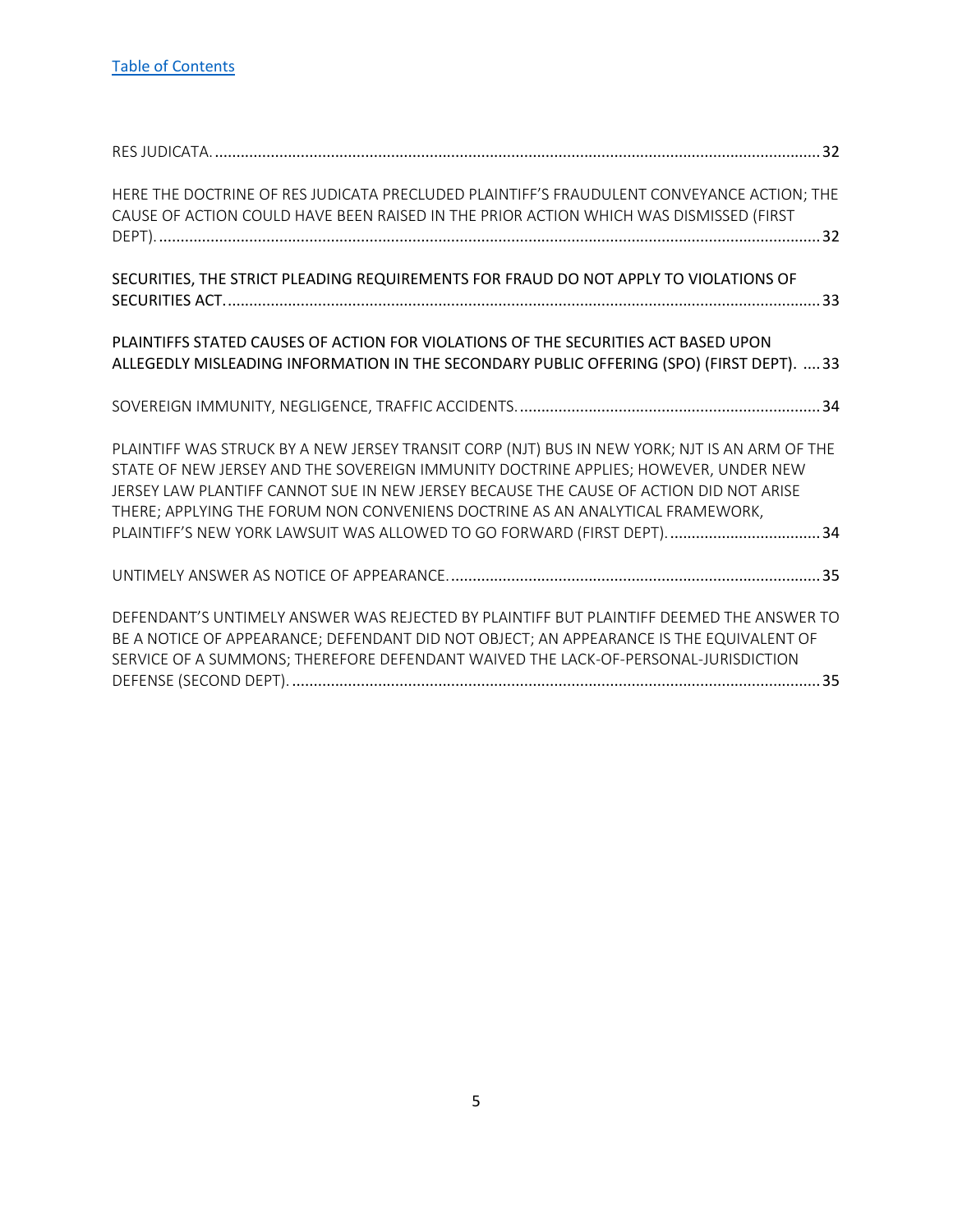[Table of Contents](#)

RES JUDICATA. ........................................................................................................................................ 32

HERE THE DOCTRINE OF RES JUDICATA PRECLUDED PLAINTIFF'S FRAUDULENT CONVEYANCE ACTION; THE CAUSE OF ACTION COULD HAVE BEEN RAISED IN THE PRIOR ACTION WHICH WAS DISMISSED (FIRST DEPT). ..................................................................................................................................................... 32

SECURITIES, THE STRICT PLEADING REQUIREMENTS FOR FRAUD DO NOT APPLY TO VIOLATIONS OF SECURITIES ACT. ................................................................................................................................... 33

PLAINTIFFS STATED CAUSES OF ACTION FOR VIOLATIONS OF THE SECURITIES ACT BASED UPON ALLEGEDLY MISLEADING INFORMATION IN THE SECONDARY PUBLIC OFFERING (SPO) (FIRST DEPT). .... 33

SOVEREIGN IMMUNITY, NEGLIGENCE, TRAFFIC ACCIDENTS. ...................................................................... 34

PLAINTIFF WAS STRUCK BY A NEW JERSEY TRANSIT CORP (NJT) BUS IN NEW YORK; NJT IS AN ARM OF THE STATE OF NEW JERSEY AND THE SOVEREIGN IMMUNITY DOCTRINE APPLIES; HOWEVER, UNDER NEW JERSEY LAW PLANTIFF CANNOT SUE IN NEW JERSEY BECAUSE THE CAUSE OF ACTION DID NOT ARISE THERE; APPLYING THE FORUM NON CONVENIENS DOCTRINE AS AN ANALYTICAL FRAMEWORK, PLAINTIFF'S NEW YORK LAWSUIT WAS ALLOWED TO GO FORWARD (FIRST DEPT). .................................... 34

UNTIMELY ANSWER AS NOTICE OF APPEARANCE. ..................................................................................... 35

DEFENDANT'S UNTIMELY ANSWER WAS REJECTED BY PLAINTIFF BUT PLAINTIFF DEEMED THE ANSWER TO BE A NOTICE OF APPEARANCE; DEFENDANT DID NOT OBJECT; AN APPEARANCE IS THE EQUIVALENT OF SERVICE OF A SUMMONS; THEREFORE DEFENDANT WAIVED THE LACK-OF-PERSONAL-JURISDICTION DEFENSE (SECOND DEPT). .......................................................................................................................... 35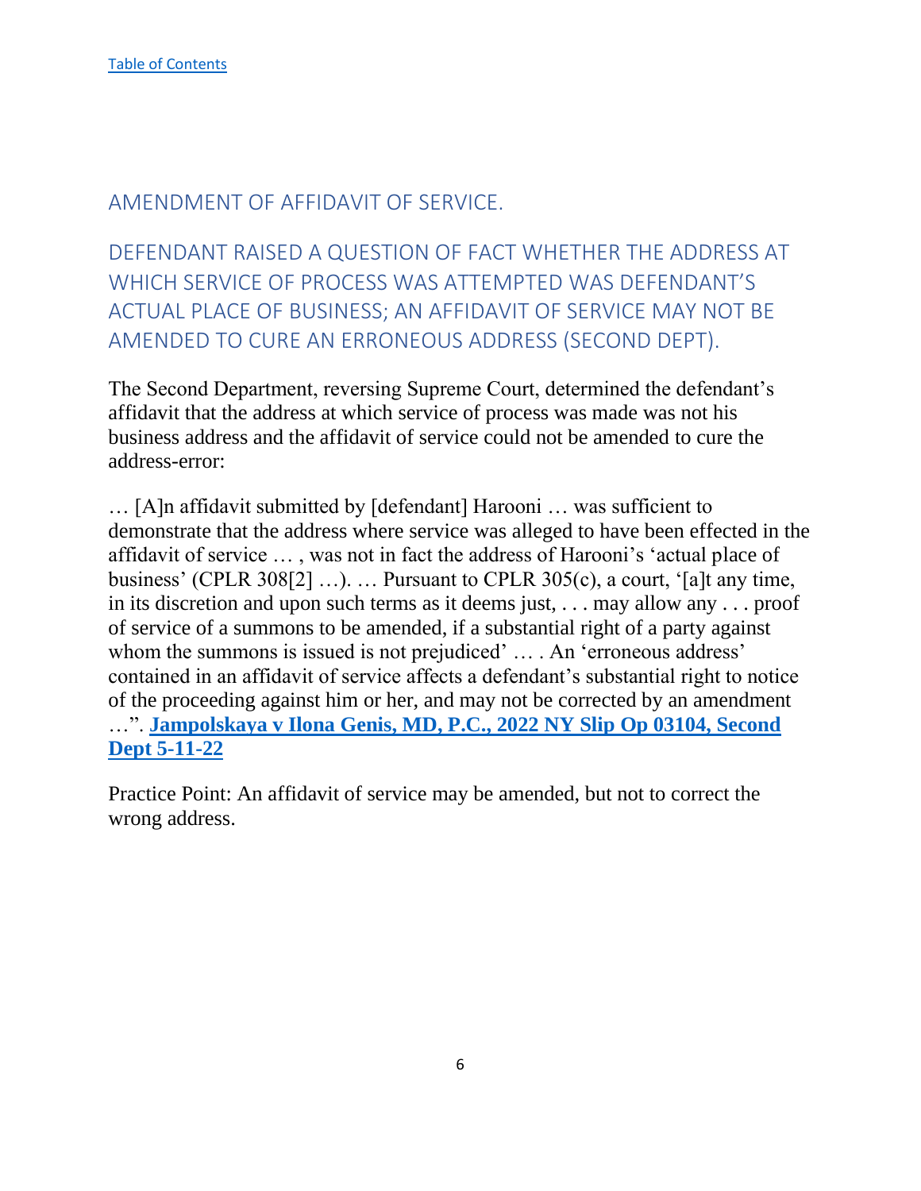[Table of Contents]

## AMENDMENT OF AFFIDAVIT OF SERVICE.

## DEFENDANT RAISED A QUESTION OF FACT WHETHER THE ADDRESS AT WHICH SERVICE OF PROCESS WAS ATTEMPTED WAS DEFENDANT'S ACTUAL PLACE OF BUSINESS; AN AFFIDAVIT OF SERVICE MAY NOT BE AMENDED TO CURE AN ERRONEOUS ADDRESS (SECOND DEPT).

The Second Department, reversing Supreme Court, determined the defendant's affidavit that the address at which service of process was made was not his business address and the affidavit of service could not be amended to cure the address-error:

… [A]n affidavit submitted by [defendant] Harooni … was sufficient to demonstrate that the address where service was alleged to have been effected in the affidavit of service … , was not in fact the address of Harooni's 'actual place of business' (CPLR 308[2] …). … Pursuant to CPLR 305(c), a court, '[a]t any time, in its discretion and upon such terms as it deems just, . . . may allow any . . . proof of service of a summons to be amended, if a substantial right of a party against whom the summons is issued is not prejudiced' … . An 'erroneous address' contained in an affidavit of service affects a defendant's substantial right to notice of the proceeding against him or her, and may not be corrected by an amendment …". **Jampolskaya v Ilona Genis, MD, P.C., 2022 NY Slip Op 03104, Second Dept 5-11-22**

Practice Point: An affidavit of service may be amended, but not to correct the wrong address.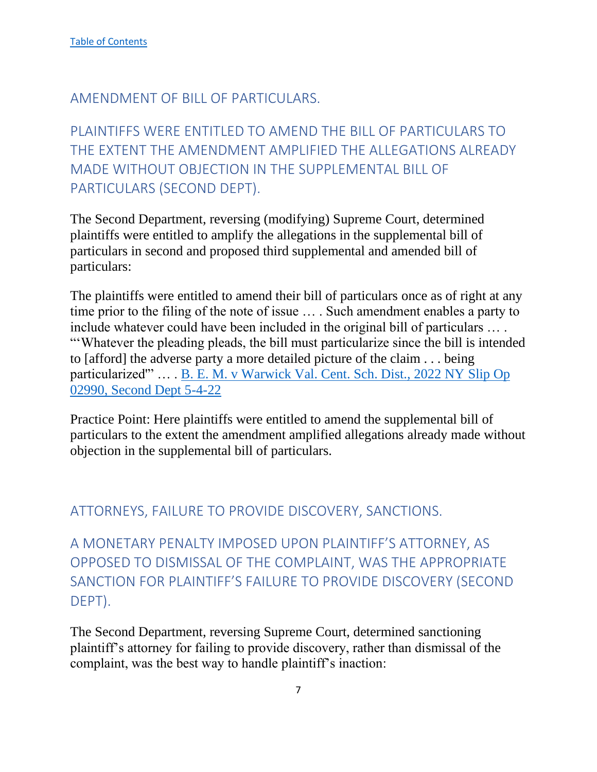[Table of Contents](#)

## AMENDMENT OF BILL OF PARTICULARS.

### PLAINTIFFS WERE ENTITLED TO AMEND THE BILL OF PARTICULARS TO THE EXTENT THE AMENDMENT AMPLIFIED THE ALLEGATIONS ALREADY MADE WITHOUT OBJECTION IN THE SUPPLEMENTAL BILL OF PARTICULARS (SECOND DEPT).

The Second Department, reversing (modifying) Supreme Court, determined plaintiffs were entitled to amplify the allegations in the supplemental bill of particulars in second and proposed third supplemental and amended bill of particulars:

The plaintiffs were entitled to amend their bill of particulars once as of right at any time prior to the filing of the note of issue … . Such amendment enables a party to include whatever could have been included in the original bill of particulars … . "'Whatever the pleading pleads, the bill must particularize since the bill is intended to [afford] the adverse party a more detailed picture of the claim . . . being particularized'" … . B. E. M. v Warwick Val. Cent. Sch. Dist., 2022 NY Slip Op 02990, Second Dept 5-4-22

Practice Point: Here plaintiffs were entitled to amend the supplemental bill of particulars to the extent the amendment amplified allegations already made without objection in the supplemental bill of particulars.

## ATTORNEYS, FAILURE TO PROVIDE DISCOVERY, SANCTIONS.

### A MONETARY PENALTY IMPOSED UPON PLAINTIFF'S ATTORNEY, AS OPPOSED TO DISMISSAL OF THE COMPLAINT, WAS THE APPROPRIATE SANCTION FOR PLAINTIFF'S FAILURE TO PROVIDE DISCOVERY (SECOND DEPT).

The Second Department, reversing Supreme Court, determined sanctioning plaintiff's attorney for failing to provide discovery, rather than dismissal of the complaint, was the best way to handle plaintiff's inaction: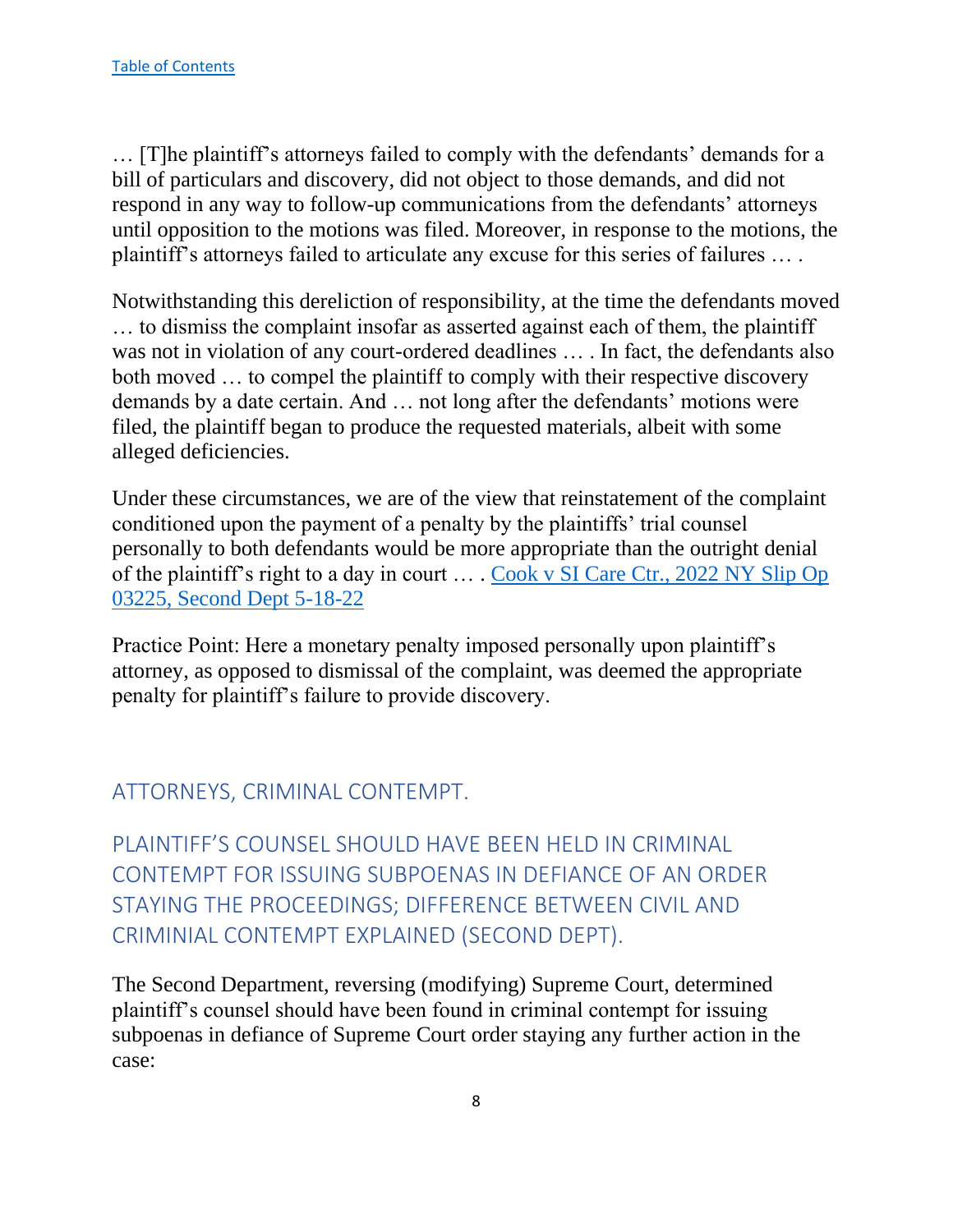[Table of Contents](#)

… [T]he plaintiff's attorneys failed to comply with the defendants' demands for a bill of particulars and discovery, did not object to those demands, and did not respond in any way to follow-up communications from the defendants' attorneys until opposition to the motions was filed. Moreover, in response to the motions, the plaintiff's attorneys failed to articulate any excuse for this series of failures … .

Notwithstanding this dereliction of responsibility, at the time the defendants moved … to dismiss the complaint insofar as asserted against each of them, the plaintiff was not in violation of any court-ordered deadlines … . In fact, the defendants also both moved … to compel the plaintiff to comply with their respective discovery demands by a date certain. And … not long after the defendants' motions were filed, the plaintiff began to produce the requested materials, albeit with some alleged deficiencies.

Under these circumstances, we are of the view that reinstatement of the complaint conditioned upon the payment of a penalty by the plaintiffs' trial counsel personally to both defendants would be more appropriate than the outright denial of the plaintiff's right to a day in court … . [Cook v SI Care Ctr., 2022 NY Slip Op 03225, Second Dept 5-18-22](#)

Practice Point: Here a monetary penalty imposed personally upon plaintiff's attorney, as opposed to dismissal of the complaint, was deemed the appropriate penalty for plaintiff's failure to provide discovery.

## ATTORNEYS, CRIMINAL CONTEMPT.

## PLAINTIFF'S COUNSEL SHOULD HAVE BEEN HELD IN CRIMINAL CONTEMPT FOR ISSUING SUBPOENAS IN DEFIANCE OF AN ORDER STAYING THE PROCEEDINGS; DIFFERENCE BETWEEN CIVIL AND CRIMINIAL CONTEMPT EXPLAINED (SECOND DEPT).

The Second Department, reversing (modifying) Supreme Court, determined plaintiff's counsel should have been found in criminal contempt for issuing subpoenas in defiance of Supreme Court order staying any further action in the case: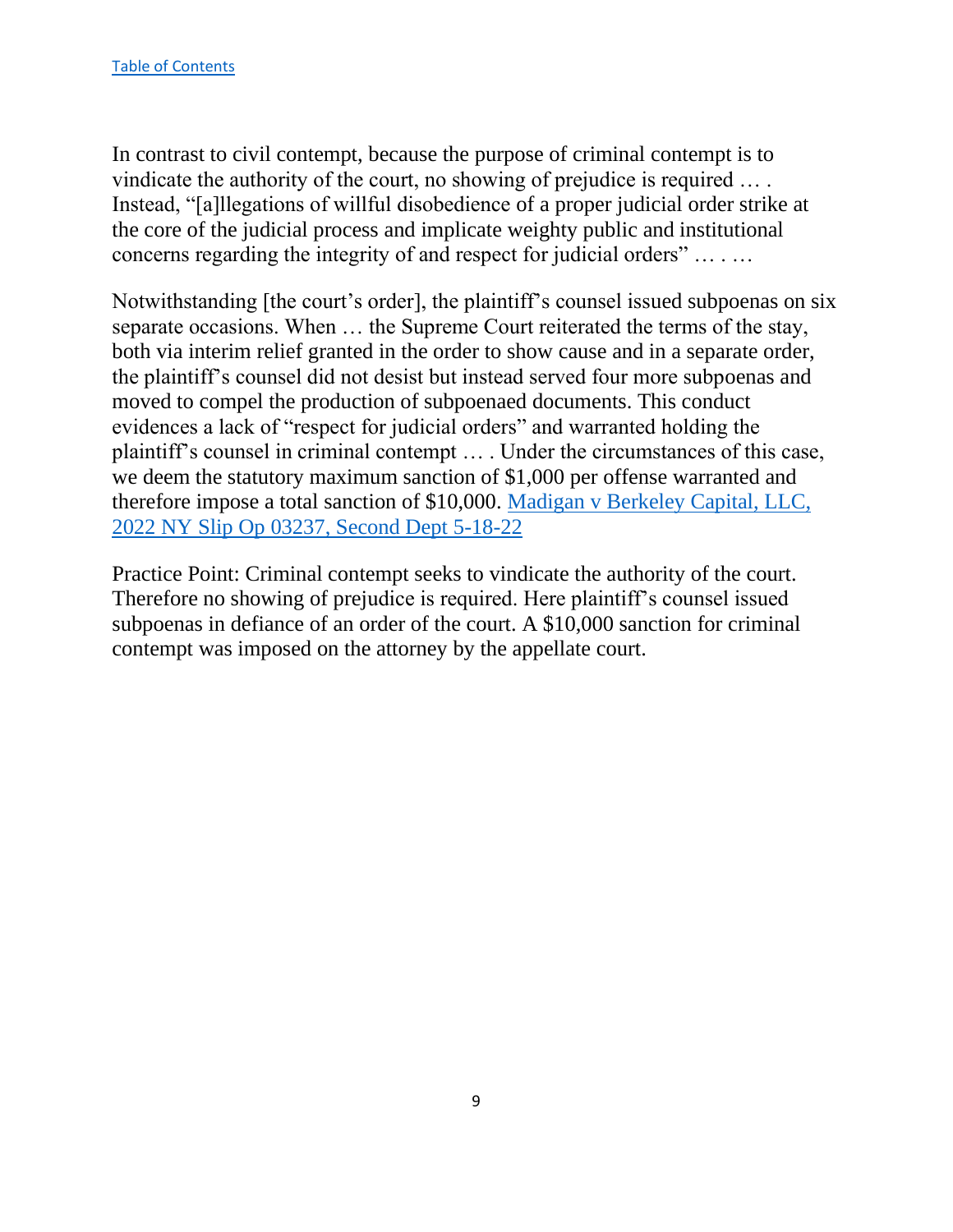[Table of Contents](#)

In contrast to civil contempt, because the purpose of criminal contempt is to vindicate the authority of the court, no showing of prejudice is required … . Instead, "[a]llegations of willful disobedience of a proper judicial order strike at the core of the judicial process and implicate weighty public and institutional concerns regarding the integrity of and respect for judicial orders" … . …

Notwithstanding [the court's order], the plaintiff's counsel issued subpoenas on six separate occasions. When … the Supreme Court reiterated the terms of the stay, both via interim relief granted in the order to show cause and in a separate order, the plaintiff's counsel did not desist but instead served four more subpoenas and moved to compel the production of subpoenaed documents. This conduct evidences a lack of "respect for judicial orders" and warranted holding the plaintiff's counsel in criminal contempt … . Under the circumstances of this case, we deem the statutory maximum sanction of $1,000 per offense warranted and therefore impose a total sanction of $10,000. [Madigan v Berkeley Capital, LLC, 2022 NY Slip Op 03237, Second Dept 5-18-22](#)

Practice Point: Criminal contempt seeks to vindicate the authority of the court. Therefore no showing of prejudice is required. Here plaintiff's counsel issued subpoenas in defiance of an order of the court. A $10,000 sanction for criminal contempt was imposed on the attorney by the appellate court.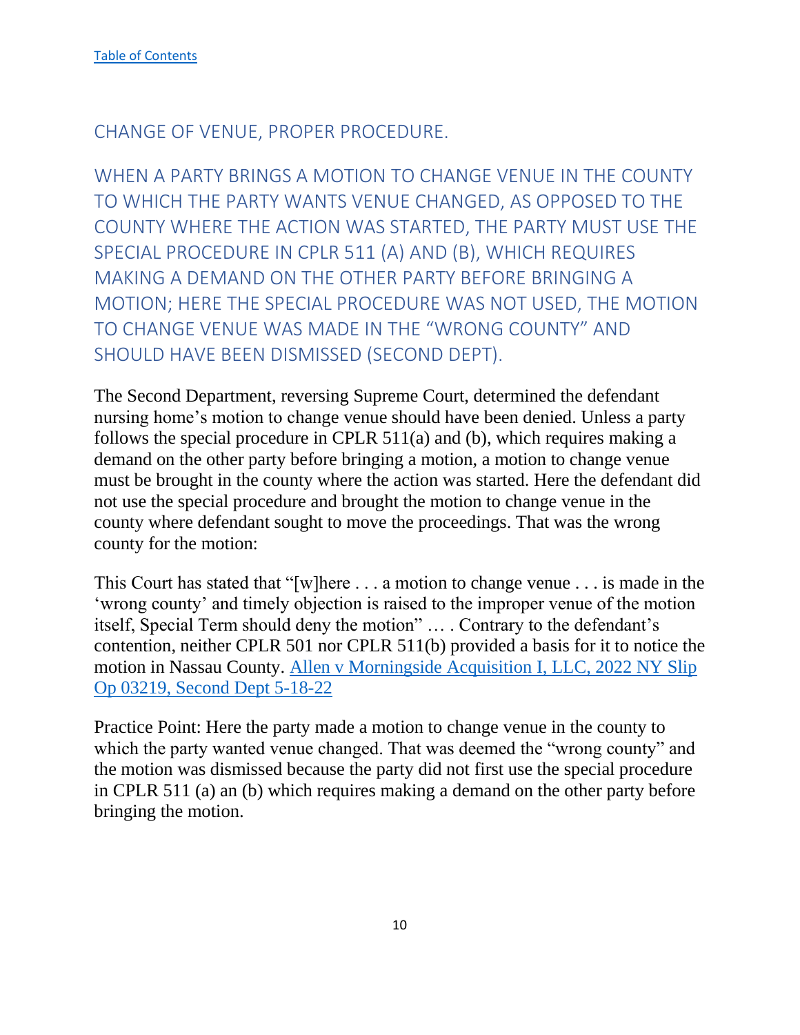[Table of Contents](#)

## CHANGE OF VENUE, PROPER PROCEDURE.

### WHEN A PARTY BRINGS A MOTION TO CHANGE VENUE IN THE COUNTY TO WHICH THE PARTY WANTS VENUE CHANGED, AS OPPOSED TO THE COUNTY WHERE THE ACTION WAS STARTED, THE PARTY MUST USE THE SPECIAL PROCEDURE IN CPLR 511 (A) AND (B), WHICH REQUIRES MAKING A DEMAND ON THE OTHER PARTY BEFORE BRINGING A MOTION; HERE THE SPECIAL PROCEDURE WAS NOT USED, THE MOTION TO CHANGE VENUE WAS MADE IN THE "WRONG COUNTY" AND SHOULD HAVE BEEN DISMISSED (SECOND DEPT).

The Second Department, reversing Supreme Court, determined the defendant nursing home's motion to change venue should have been denied. Unless a party follows the special procedure in CPLR 511(a) and (b), which requires making a demand on the other party before bringing a motion, a motion to change venue must be brought in the county where the action was started. Here the defendant did not use the special procedure and brought the motion to change venue in the county where defendant sought to move the proceedings. That was the wrong county for the motion:

This Court has stated that "[w]here . . . a motion to change venue . . . is made in the 'wrong county' and timely objection is raised to the improper venue of the motion itself, Special Term should deny the motion" … . Contrary to the defendant's contention, neither CPLR 501 nor CPLR 511(b) provided a basis for it to notice the motion in Nassau County. [Allen v Morningside Acquisition I, LLC, 2022 NY Slip Op 03219, Second Dept 5-18-22](#)

Practice Point: Here the party made a motion to change venue in the county to which the party wanted venue changed. That was deemed the "wrong county" and the motion was dismissed because the party did not first use the special procedure in CPLR 511 (a) an (b) which requires making a demand on the other party before bringing the motion.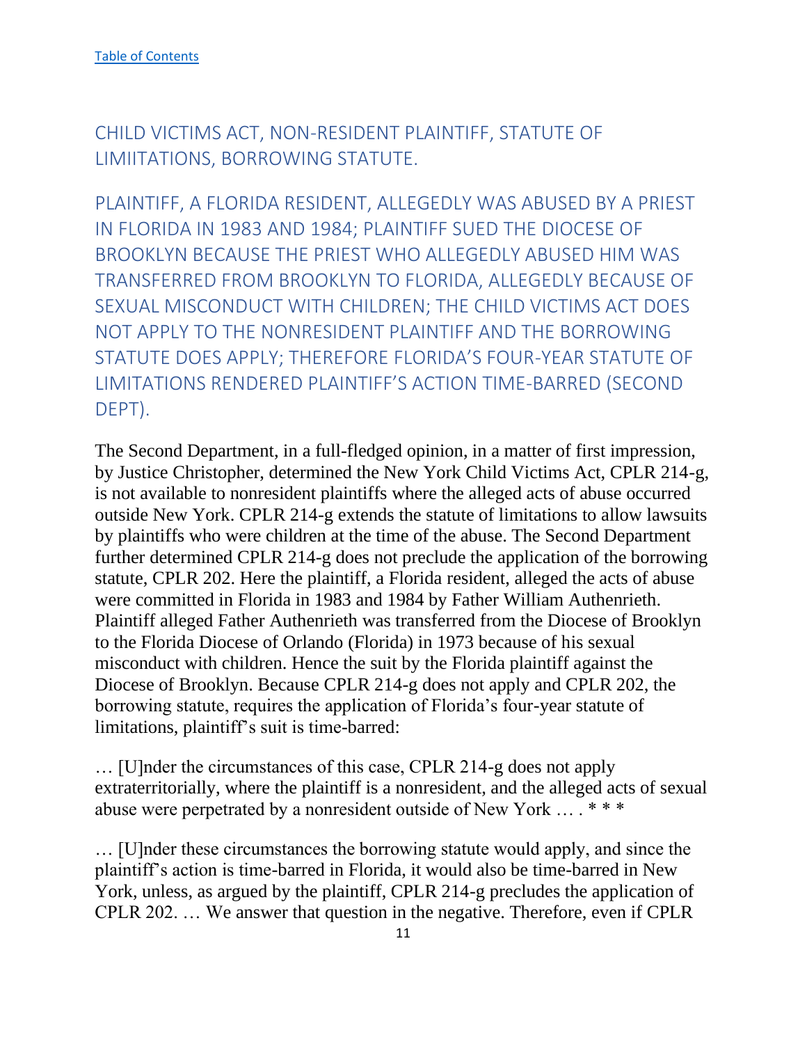[Table of Contents](#)

## CHILD VICTIMS ACT, NON-RESIDENT PLAINTIFF, STATUTE OF LIMIITATIONS, BORROWING STATUTE.

### PLAINTIFF, A FLORIDA RESIDENT, ALLEGEDLY WAS ABUSED BY A PRIEST IN FLORIDA IN 1983 AND 1984; PLAINTIFF SUED THE DIOCESE OF BROOKLYN BECAUSE THE PRIEST WHO ALLEGEDLY ABUSED HIM WAS TRANSFERRED FROM BROOKLYN TO FLORIDA, ALLEGEDLY BECAUSE OF SEXUAL MISCONDUCT WITH CHILDREN; THE CHILD VICTIMS ACT DOES NOT APPLY TO THE NONRESIDENT PLAINTIFF AND THE BORROWING STATUTE DOES APPLY; THEREFORE FLORIDA'S FOUR-YEAR STATUTE OF LIMITATIONS RENDERED PLAINTIFF'S ACTION TIME-BARRED (SECOND DEPT).

The Second Department, in a full-fledged opinion, in a matter of first impression, by Justice Christopher, determined the New York Child Victims Act, CPLR 214-g, is not available to nonresident plaintiffs where the alleged acts of abuse occurred outside New York. CPLR 214-g extends the statute of limitations to allow lawsuits by plaintiffs who were children at the time of the abuse. The Second Department further determined CPLR 214-g does not preclude the application of the borrowing statute, CPLR 202. Here the plaintiff, a Florida resident, alleged the acts of abuse were committed in Florida in 1983 and 1984 by Father William Authenrieth. Plaintiff alleged Father Authenrieth was transferred from the Diocese of Brooklyn to the Florida Diocese of Orlando (Florida) in 1973 because of his sexual misconduct with children. Hence the suit by the Florida plaintiff against the Diocese of Brooklyn. Because CPLR 214-g does not apply and CPLR 202, the borrowing statute, requires the application of Florida's four-year statute of limitations, plaintiff's suit is time-barred:

… [U]nder the circumstances of this case, CPLR 214-g does not apply extraterritorially, where the plaintiff is a nonresident, and the alleged acts of sexual abuse were perpetrated by a nonresident outside of New York … . * * *

… [U]nder these circumstances the borrowing statute would apply, and since the plaintiff's action is time-barred in Florida, it would also be time-barred in New York, unless, as argued by the plaintiff, CPLR 214-g precludes the application of CPLR 202. … We answer that question in the negative. Therefore, even if CPLR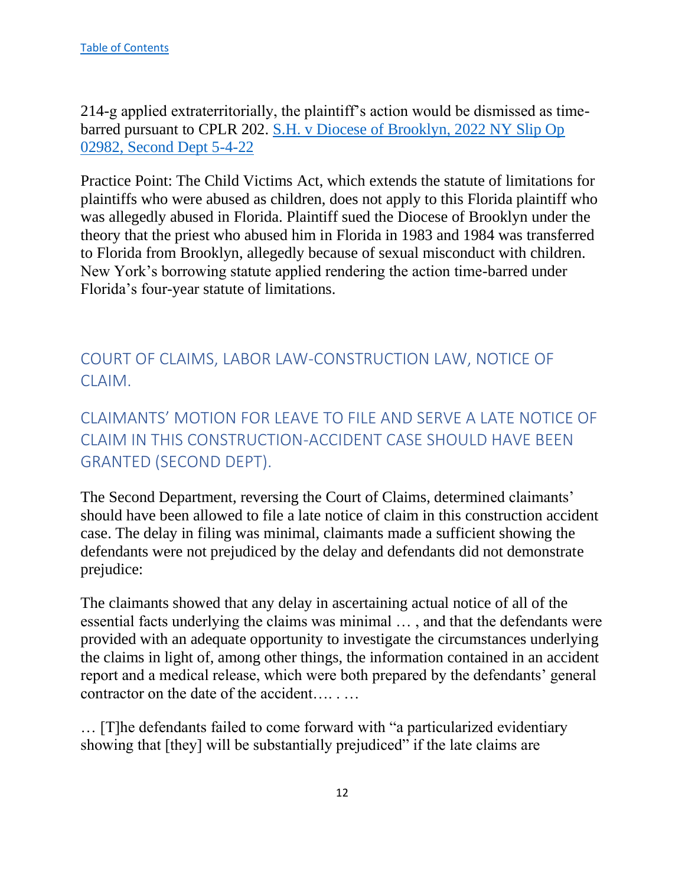214-g applied extraterritorially, the plaintiff's action would be dismissed as time-barred pursuant to CPLR 202. [S.H. v Diocese of Brooklyn, 2022 NY Slip Op 02982, Second Dept 5-4-22]

Practice Point: The Child Victims Act, which extends the statute of limitations for plaintiffs who were abused as children, does not apply to this Florida plaintiff who was allegedly abused in Florida. Plaintiff sued the Diocese of Brooklyn under the theory that the priest who abused him in Florida in 1983 and 1984 was transferred to Florida from Brooklyn, allegedly because of sexual misconduct with children. New York's borrowing statute applied rendering the action time-barred under Florida's four-year statute of limitations.

## COURT OF CLAIMS, LABOR LAW-CONSTRUCTION LAW, NOTICE OF CLAIM.

## CLAIMANTS' MOTION FOR LEAVE TO FILE AND SERVE A LATE NOTICE OF CLAIM IN THIS CONSTRUCTION-ACCIDENT CASE SHOULD HAVE BEEN GRANTED (SECOND DEPT).

The Second Department, reversing the Court of Claims, determined claimants' should have been allowed to file a late notice of claim in this construction accident case. The delay in filing was minimal, claimants made a sufficient showing the defendants were not prejudiced by the delay and defendants did not demonstrate prejudice:

The claimants showed that any delay in ascertaining actual notice of all of the essential facts underlying the claims was minimal … , and that the defendants were provided with an adequate opportunity to investigate the circumstances underlying the claims in light of, among other things, the information contained in an accident report and a medical release, which were both prepared by the defendants' general contractor on the date of the accident…. . …

… [T]he defendants failed to come forward with "a particularized evidentiary showing that [they] will be substantially prejudiced" if the late claims are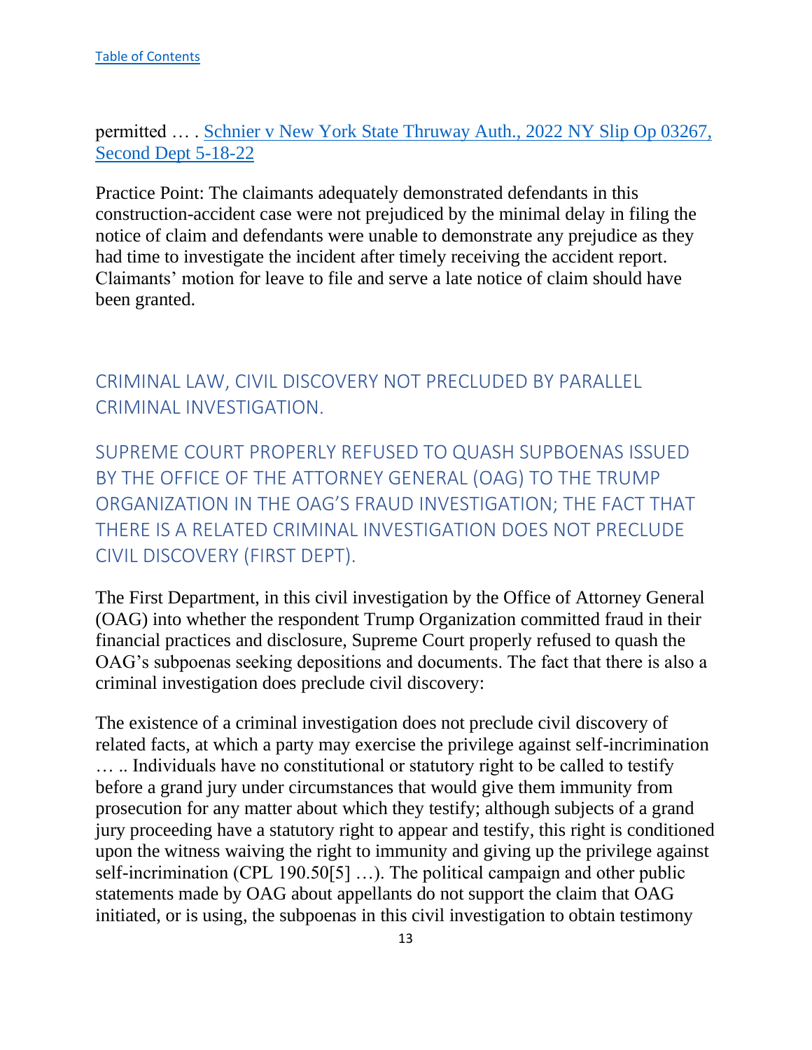permitted … . [Schnier v New York State Thruway Auth., 2022 NY Slip Op 03267, Second Dept 5-18-22]

Practice Point: The claimants adequately demonstrated defendants in this construction-accident case were not prejudiced by the minimal delay in filing the notice of claim and defendants were unable to demonstrate any prejudice as they had time to investigate the incident after timely receiving the accident report. Claimants' motion for leave to file and serve a late notice of claim should have been granted.

## CRIMINAL LAW, CIVIL DISCOVERY NOT PRECLUDED BY PARALLEL CRIMINAL INVESTIGATION.

### SUPREME COURT PROPERLY REFUSED TO QUASH SUBPOENAS ISSUED BY THE OFFICE OF THE ATTORNEY GENERAL (OAG) TO THE TRUMP ORGANIZATION IN THE OAG'S FRAUD INVESTIGATION; THE FACT THAT THERE IS A RELATED CRIMINAL INVESTIGATION DOES NOT PRECLUDE CIVIL DISCOVERY (FIRST DEPT).

The First Department, in this civil investigation by the Office of Attorney General (OAG) into whether the respondent Trump Organization committed fraud in their financial practices and disclosure, Supreme Court properly refused to quash the OAG's subpoenas seeking depositions and documents. The fact that there is also a criminal investigation does preclude civil discovery:

The existence of a criminal investigation does not preclude civil discovery of related facts, at which a party may exercise the privilege against self-incrimination … .. Individuals have no constitutional or statutory right to be called to testify before a grand jury under circumstances that would give them immunity from prosecution for any matter about which they testify; although subjects of a grand jury proceeding have a statutory right to appear and testify, this right is conditioned upon the witness waiving the right to immunity and giving up the privilege against self-incrimination (CPL 190.50[5] …). The political campaign and other public statements made by OAG about appellants do not support the claim that OAG initiated, or is using, the subpoenas in this civil investigation to obtain testimony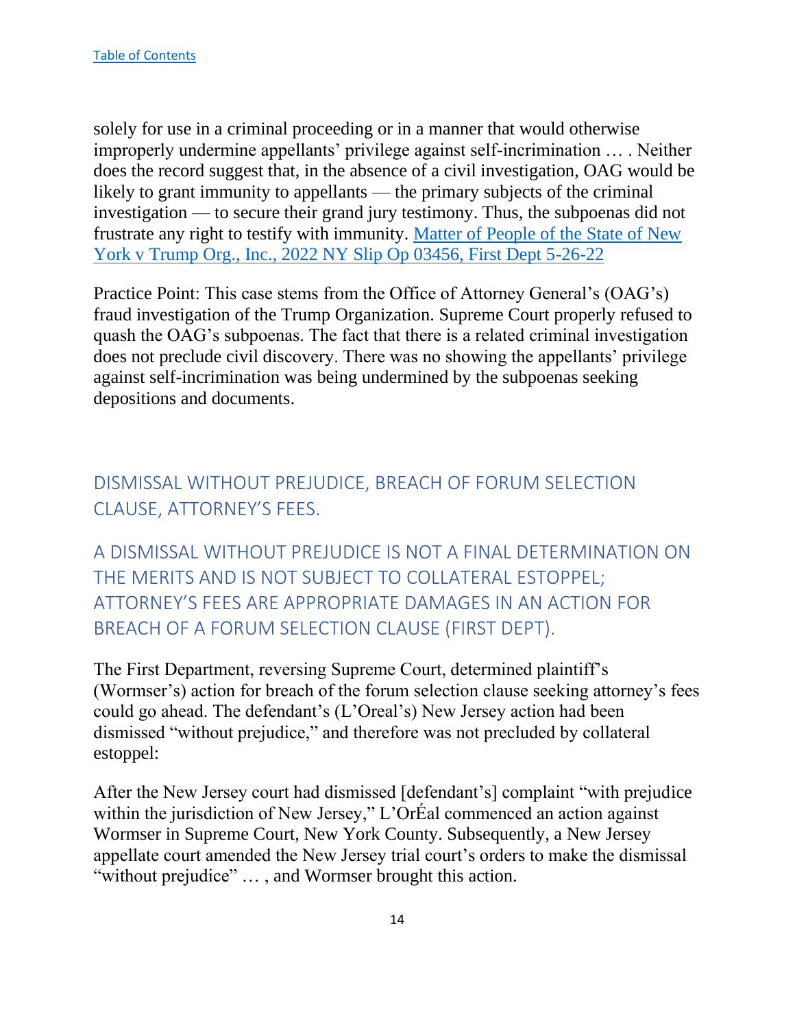[Table of Contents](#)

solely for use in a criminal proceeding or in a manner that would otherwise improperly undermine appellants' privilege against self-incrimination … . Neither does the record suggest that, in the absence of a civil investigation, OAG would be likely to grant immunity to appellants — the primary subjects of the criminal investigation — to secure their grand jury testimony. Thus, the subpoenas did not frustrate any right to testify with immunity. [Matter of People of the State of New York v Trump Org., Inc., 2022 NY Slip Op 03456, First Dept 5-26-22](#)

Practice Point: This case stems from the Office of Attorney General's (OAG's) fraud investigation of the Trump Organization. Supreme Court properly refused to quash the OAG's subpoenas. The fact that there is a related criminal investigation does not preclude civil discovery. There was no showing the appellants' privilege against self-incrimination was being undermined by the subpoenas seeking depositions and documents.

## DISMISSAL WITHOUT PREJUDICE, BREACH OF FORUM SELECTION CLAUSE, ATTORNEY'S FEES.

## A DISMISSAL WITHOUT PREJUDICE IS NOT A FINAL DETERMINATION ON THE MERITS AND IS NOT SUBJECT TO COLLATERAL ESTOPPEL; ATTORNEY'S FEES ARE APPROPRIATE DAMAGES IN AN ACTION FOR BREACH OF A FORUM SELECTION CLAUSE (FIRST DEPT).

The First Department, reversing Supreme Court, determined plaintiff's (Wormser's) action for breach of the forum selection clause seeking attorney's fees could go ahead. The defendant's (L'Oreal's) New Jersey action had been dismissed "without prejudice," and therefore was not precluded by collateral estoppel:

After the New Jersey court had dismissed [defendant's] complaint "with prejudice within the jurisdiction of New Jersey," L'OrÉal commenced an action against Wormser in Supreme Court, New York County. Subsequently, a New Jersey appellate court amended the New Jersey trial court's orders to make the dismissal "without prejudice" … , and Wormser brought this action.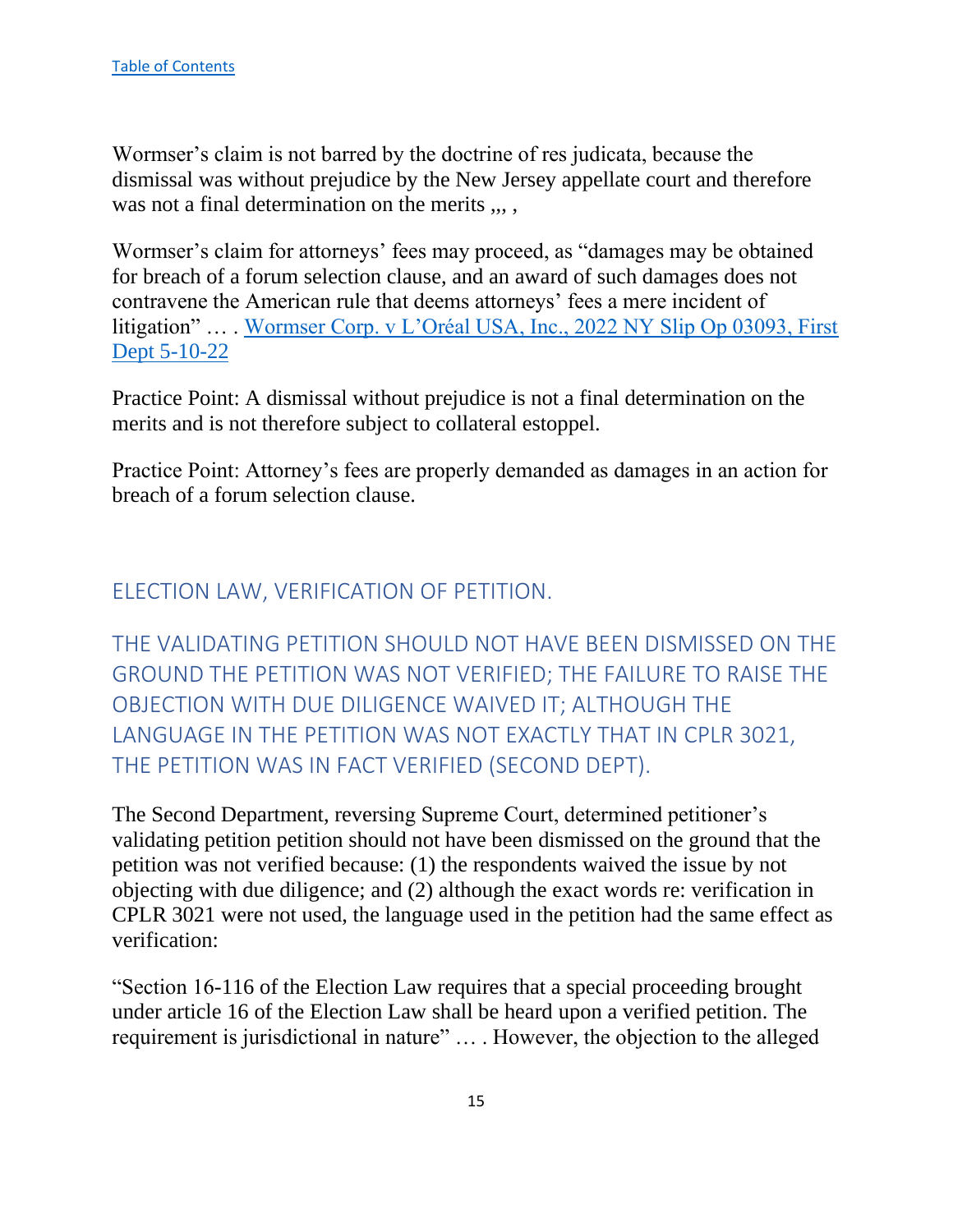[Table of Contents](#)

Wormser's claim is not barred by the doctrine of res judicata, because the dismissal was without prejudice by the New Jersey appellate court and therefore was not a final determination on the merits ,,, ,

Wormser's claim for attorneys' fees may proceed, as "damages may be obtained for breach of a forum selection clause, and an award of such damages does not contravene the American rule that deems attorneys' fees a mere incident of litigation" … . [Wormser Corp. v L'Oréal USA, Inc., 2022 NY Slip Op 03093, First Dept 5-10-22](#)

Practice Point: A dismissal without prejudice is not a final determination on the merits and is not therefore subject to collateral estoppel.

Practice Point: Attorney's fees are properly demanded as damages in an action for breach of a forum selection clause.

## ELECTION LAW, VERIFICATION OF PETITION.

## THE VALIDATING PETITION SHOULD NOT HAVE BEEN DISMISSED ON THE GROUND THE PETITION WAS NOT VERIFIED; THE FAILURE TO RAISE THE OBJECTION WITH DUE DILIGENCE WAIVED IT; ALTHOUGH THE LANGUAGE IN THE PETITION WAS NOT EXACTLY THAT IN CPLR 3021, THE PETITION WAS IN FACT VERIFIED (SECOND DEPT).

The Second Department, reversing Supreme Court, determined petitioner's validating petition petition should not have been dismissed on the ground that the petition was not verified because: (1) the respondents waived the issue by not objecting with due diligence; and (2) although the exact words re: verification in CPLR 3021 were not used, the language used in the petition had the same effect as verification:

"Section 16-116 of the Election Law requires that a special proceeding brought under article 16 of the Election Law shall be heard upon a verified petition. The requirement is jurisdictional in nature" … . However, the objection to the alleged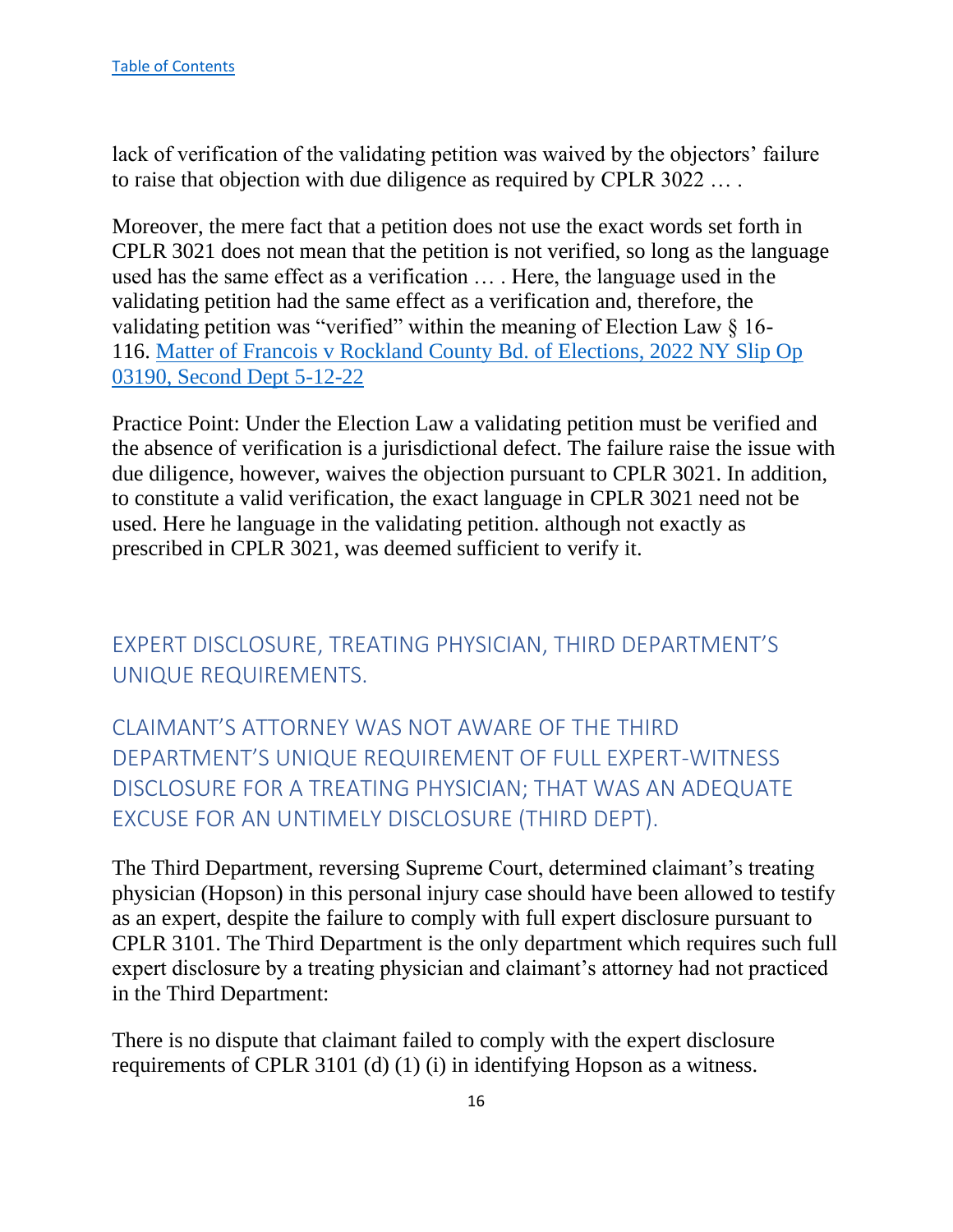lack of verification of the validating petition was waived by the objectors' failure to raise that objection with due diligence as required by CPLR 3022 … .

Moreover, the mere fact that a petition does not use the exact words set forth in CPLR 3021 does not mean that the petition is not verified, so long as the language used has the same effect as a verification … . Here, the language used in the validating petition had the same effect as a verification and, therefore, the validating petition was "verified" within the meaning of Election Law § 16-116. [Matter of Francois v Rockland County Bd. of Elections, 2022 NY Slip Op 03190, Second Dept 5-12-22]()

Practice Point: Under the Election Law a validating petition must be verified and the absence of verification is a jurisdictional defect. The failure raise the issue with due diligence, however, waives the objection pursuant to CPLR 3021. In addition, to constitute a valid verification, the exact language in CPLR 3021 need not be used. Here he language in the validating petition. although not exactly as prescribed in CPLR 3021, was deemed sufficient to verify it.

## EXPERT DISCLOSURE, TREATING PHYSICIAN, THIRD DEPARTMENT'S UNIQUE REQUIREMENTS.

## CLAIMANT'S ATTORNEY WAS NOT AWARE OF THE THIRD DEPARTMENT'S UNIQUE REQUIREMENT OF FULL EXPERT-WITNESS DISCLOSURE FOR A TREATING PHYSICIAN; THAT WAS AN ADEQUATE EXCUSE FOR AN UNTIMELY DISCLOSURE (THIRD DEPT).

The Third Department, reversing Supreme Court, determined claimant's treating physician (Hopson) in this personal injury case should have been allowed to testify as an expert, despite the failure to comply with full expert disclosure pursuant to CPLR 3101. The Third Department is the only department which requires such full expert disclosure by a treating physician and claimant's attorney had not practiced in the Third Department:

There is no dispute that claimant failed to comply with the expert disclosure requirements of CPLR 3101 (d) (1) (i) in identifying Hopson as a witness.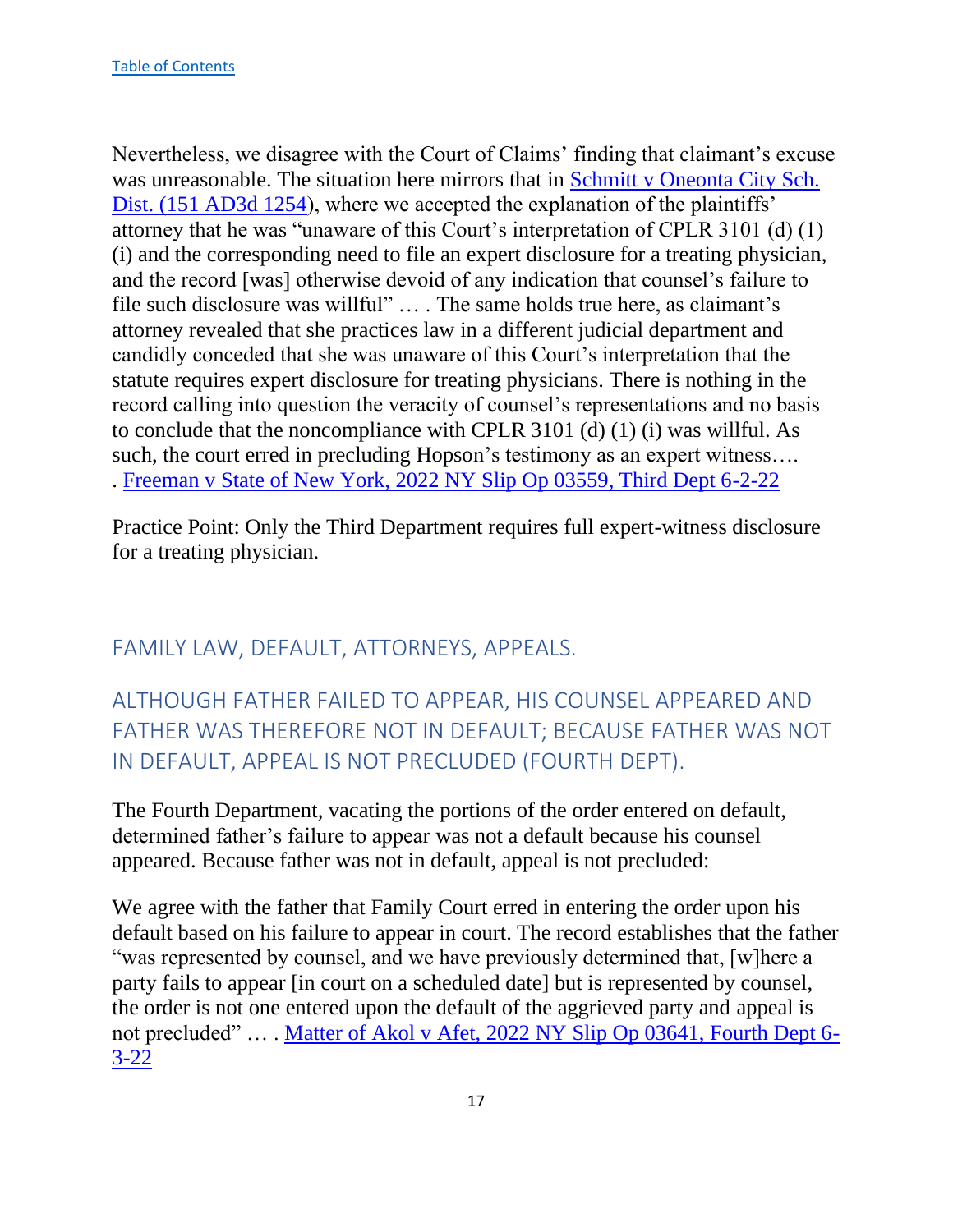[Table of Contents](#)

Nevertheless, we disagree with the Court of Claims' finding that claimant's excuse was unreasonable. The situation here mirrors that in [Schmitt v Oneonta City Sch. Dist. (151 AD3d 1254)](#), where we accepted the explanation of the plaintiffs' attorney that he was "unaware of this Court's interpretation of CPLR 3101 (d) (1) (i) and the corresponding need to file an expert disclosure for a treating physician, and the record [was] otherwise devoid of any indication that counsel's failure to file such disclosure was willful" … . The same holds true here, as claimant's attorney revealed that she practices law in a different judicial department and candidly conceded that she was unaware of this Court's interpretation that the statute requires expert disclosure for treating physicians. There is nothing in the record calling into question the veracity of counsel's representations and no basis to conclude that the noncompliance with CPLR 3101 (d) (1) (i) was willful. As such, the court erred in precluding Hopson's testimony as an expert witness…. . [Freeman v State of New York, 2022 NY Slip Op 03559, Third Dept 6-2-22](#)

Practice Point: Only the Third Department requires full expert-witness disclosure for a treating physician.

## FAMILY LAW, DEFAULT, ATTORNEYS, APPEALS.

## ALTHOUGH FATHER FAILED TO APPEAR, HIS COUNSEL APPEARED AND FATHER WAS THEREFORE NOT IN DEFAULT; BECAUSE FATHER WAS NOT IN DEFAULT, APPEAL IS NOT PRECLUDED (FOURTH DEPT).

The Fourth Department, vacating the portions of the order entered on default, determined father's failure to appear was not a default because his counsel appeared. Because father was not in default, appeal is not precluded:

We agree with the father that Family Court erred in entering the order upon his default based on his failure to appear in court. The record establishes that the father "was represented by counsel, and we have previously determined that, [w]here a party fails to appear [in court on a scheduled date] but is represented by counsel, the order is not one entered upon the default of the aggrieved party and appeal is not precluded" … . [Matter of Akol v Afet, 2022 NY Slip Op 03641, Fourth Dept 6-3-22](#)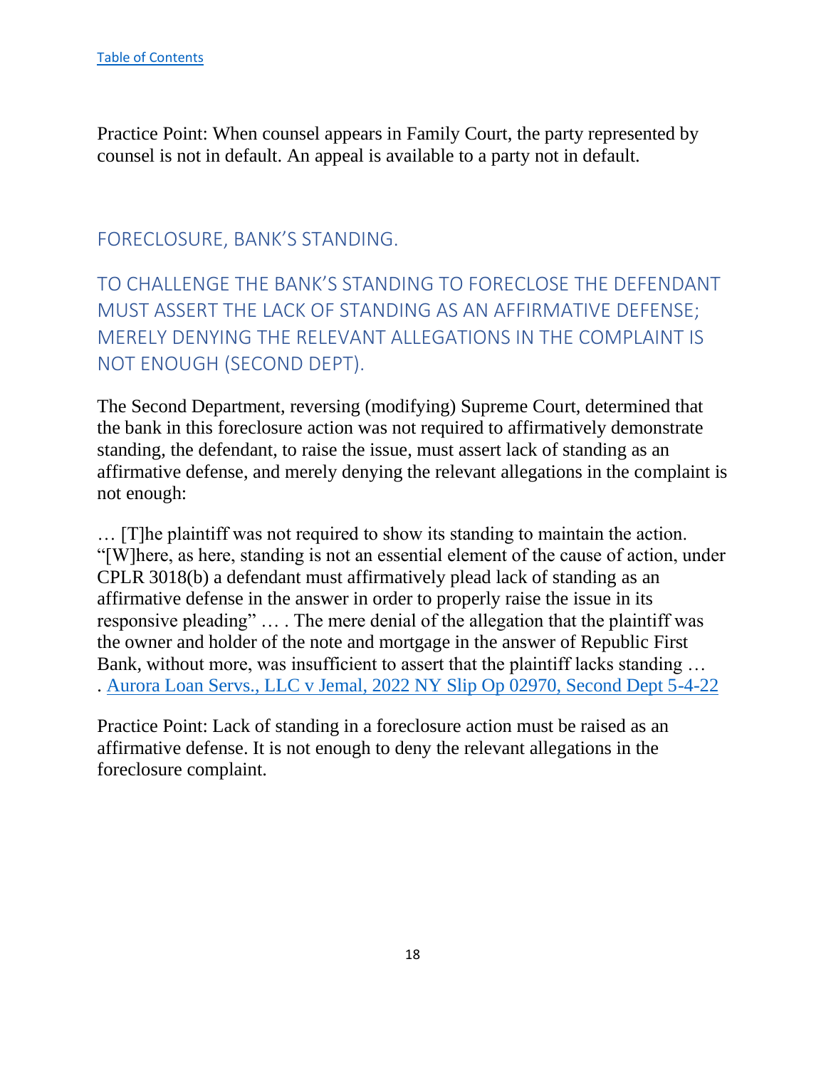Practice Point: When counsel appears in Family Court, the party represented by counsel is not in default. An appeal is available to a party not in default.

## FORECLOSURE, BANK'S STANDING.

## TO CHALLENGE THE BANK'S STANDING TO FORECLOSE THE DEFENDANT MUST ASSERT THE LACK OF STANDING AS AN AFFIRMATIVE DEFENSE; MERELY DENYING THE RELEVANT ALLEGATIONS IN THE COMPLAINT IS NOT ENOUGH (SECOND DEPT).

The Second Department, reversing (modifying) Supreme Court, determined that the bank in this foreclosure action was not required to affirmatively demonstrate standing, the defendant, to raise the issue, must assert lack of standing as an affirmative defense, and merely denying the relevant allegations in the complaint is not enough:

… [T]he plaintiff was not required to show its standing to maintain the action. "[W]here, as here, standing is not an essential element of the cause of action, under CPLR 3018(b) a defendant must affirmatively plead lack of standing as an affirmative defense in the answer in order to properly raise the issue in its responsive pleading" … . The mere denial of the allegation that the plaintiff was the owner and holder of the note and mortgage in the answer of Republic First Bank, without more, was insufficient to assert that the plaintiff lacks standing … . Aurora Loan Servs., LLC v Jemal, 2022 NY Slip Op 02970, Second Dept 5-4-22

Practice Point: Lack of standing in a foreclosure action must be raised as an affirmative defense. It is not enough to deny the relevant allegations in the foreclosure complaint.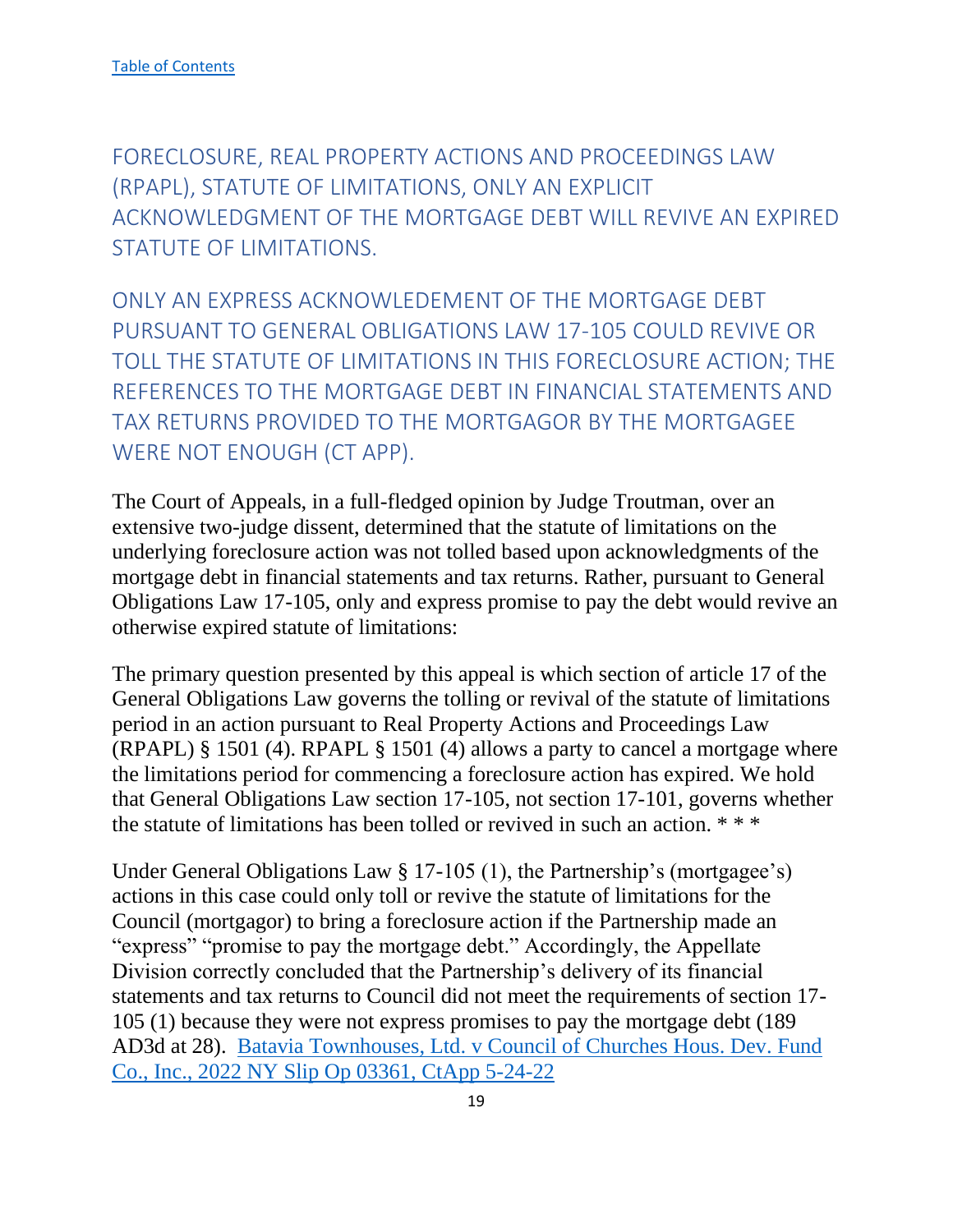[Table of Contents](#)

## FORECLOSURE, REAL PROPERTY ACTIONS AND PROCEEDINGS LAW (RPAPL), STATUTE OF LIMITATIONS, ONLY AN EXPLICIT ACKNOWLEDGMENT OF THE MORTGAGE DEBT WILL REVIVE AN EXPIRED STATUTE OF LIMITATIONS.

### ONLY AN EXPRESS ACKNOWLEDEMENT OF THE MORTGAGE DEBT PURSUANT TO GENERAL OBLIGATIONS LAW 17-105 COULD REVIVE OR TOLL THE STATUTE OF LIMITATIONS IN THIS FORECLOSURE ACTION; THE REFERENCES TO THE MORTGAGE DEBT IN FINANCIAL STATEMENTS AND TAX RETURNS PROVIDED TO THE MORTGAGOR BY THE MORTGAGEE WERE NOT ENOUGH (CT APP).

The Court of Appeals, in a full-fledged opinion by Judge Troutman, over an extensive two-judge dissent, determined that the statute of limitations on the underlying foreclosure action was not tolled based upon acknowledgments of the mortgage debt in financial statements and tax returns. Rather, pursuant to General Obligations Law 17-105, only and express promise to pay the debt would revive an otherwise expired statute of limitations:

The primary question presented by this appeal is which section of article 17 of the General Obligations Law governs the tolling or revival of the statute of limitations period in an action pursuant to Real Property Actions and Proceedings Law (RPAPL) § 1501 (4). RPAPL § 1501 (4) allows a party to cancel a mortgage where the limitations period for commencing a foreclosure action has expired. We hold that General Obligations Law section 17-105, not section 17-101, governs whether the statute of limitations has been tolled or revived in such an action. * * *

Under General Obligations Law § 17-105 (1), the Partnership's (mortgagee's) actions in this case could only toll or revive the statute of limitations for the Council (mortgagor) to bring a foreclosure action if the Partnership made an "express" "promise to pay the mortgage debt." Accordingly, the Appellate Division correctly concluded that the Partnership's delivery of its financial statements and tax returns to Council did not meet the requirements of section 17-105 (1) because they were not express promises to pay the mortgage debt (189 AD3d at 28). [Batavia Townhouses, Ltd. v Council of Churches Hous. Dev. Fund Co., Inc., 2022 NY Slip Op 03361, CtApp 5-24-22](#)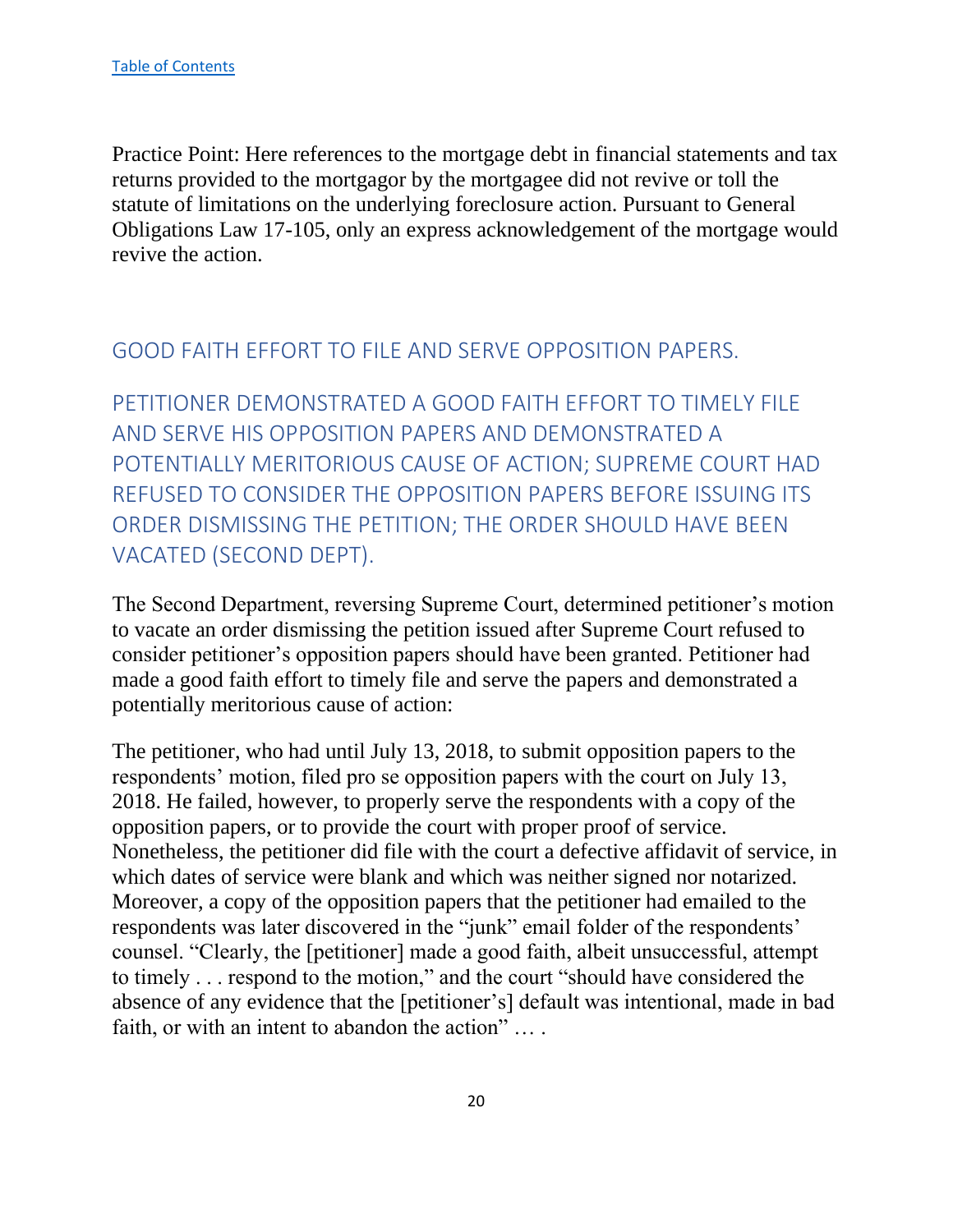[Table of Contents](#)

Practice Point: Here references to the mortgage debt in financial statements and tax returns provided to the mortgagor by the mortgagee did not revive or toll the statute of limitations on the underlying foreclosure action. Pursuant to General Obligations Law 17-105, only an express acknowledgement of the mortgage would revive the action.

## GOOD FAITH EFFORT TO FILE AND SERVE OPPOSITION PAPERS.

### PETITIONER DEMONSTRATED A GOOD FAITH EFFORT TO TIMELY FILE AND SERVE HIS OPPOSITION PAPERS AND DEMONSTRATED A POTENTIALLY MERITORIOUS CAUSE OF ACTION; SUPREME COURT HAD REFUSED TO CONSIDER THE OPPOSITION PAPERS BEFORE ISSUING ITS ORDER DISMISSING THE PETITION; THE ORDER SHOULD HAVE BEEN VACATED (SECOND DEPT).

The Second Department, reversing Supreme Court, determined petitioner's motion to vacate an order dismissing the petition issued after Supreme Court refused to consider petitioner's opposition papers should have been granted. Petitioner had made a good faith effort to timely file and serve the papers and demonstrated a potentially meritorious cause of action:

The petitioner, who had until July 13, 2018, to submit opposition papers to the respondents' motion, filed pro se opposition papers with the court on July 13, 2018. He failed, however, to properly serve the respondents with a copy of the opposition papers, or to provide the court with proper proof of service. Nonetheless, the petitioner did file with the court a defective affidavit of service, in which dates of service were blank and which was neither signed nor notarized. Moreover, a copy of the opposition papers that the petitioner had emailed to the respondents was later discovered in the "junk" email folder of the respondents' counsel. "Clearly, the [petitioner] made a good faith, albeit unsuccessful, attempt to timely . . . respond to the motion," and the court "should have considered the absence of any evidence that the [petitioner's] default was intentional, made in bad faith, or with an intent to abandon the action" … .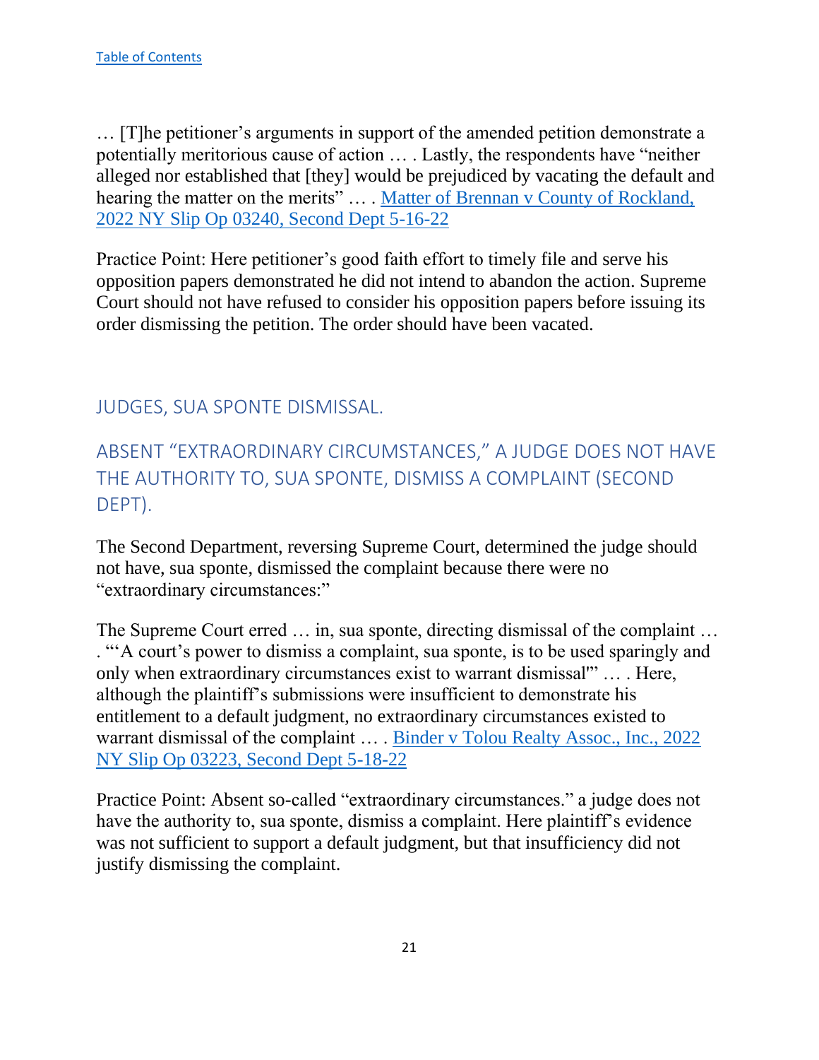[Table of Contents](#)

… [T]he petitioner's arguments in support of the amended petition demonstrate a potentially meritorious cause of action … . Lastly, the respondents have "neither alleged nor established that [they] would be prejudiced by vacating the default and hearing the matter on the merits" … . [Matter of Brennan v County of Rockland, 2022 NY Slip Op 03240, Second Dept 5-16-22](#)

Practice Point: Here petitioner's good faith effort to timely file and serve his opposition papers demonstrated he did not intend to abandon the action. Supreme Court should not have refused to consider his opposition papers before issuing its order dismissing the petition. The order should have been vacated.

## JUDGES, SUA SPONTE DISMISSAL.

## ABSENT "EXTRAORDINARY CIRCUMSTANCES," A JUDGE DOES NOT HAVE THE AUTHORITY TO, SUA SPONTE, DISMISS A COMPLAINT (SECOND DEPT).

The Second Department, reversing Supreme Court, determined the judge should not have, sua sponte, dismissed the complaint because there were no "extraordinary circumstances:"

The Supreme Court erred … in, sua sponte, directing dismissal of the complaint … . "'A court's power to dismiss a complaint, sua sponte, is to be used sparingly and only when extraordinary circumstances exist to warrant dismissal'" … . Here, although the plaintiff's submissions were insufficient to demonstrate his entitlement to a default judgment, no extraordinary circumstances existed to warrant dismissal of the complaint … . [Binder v Tolou Realty Assoc., Inc., 2022 NY Slip Op 03223, Second Dept 5-18-22](#)

Practice Point: Absent so-called "extraordinary circumstances." a judge does not have the authority to, sua sponte, dismiss a complaint. Here plaintiff's evidence was not sufficient to support a default judgment, but that insufficiency did not justify dismissing the complaint.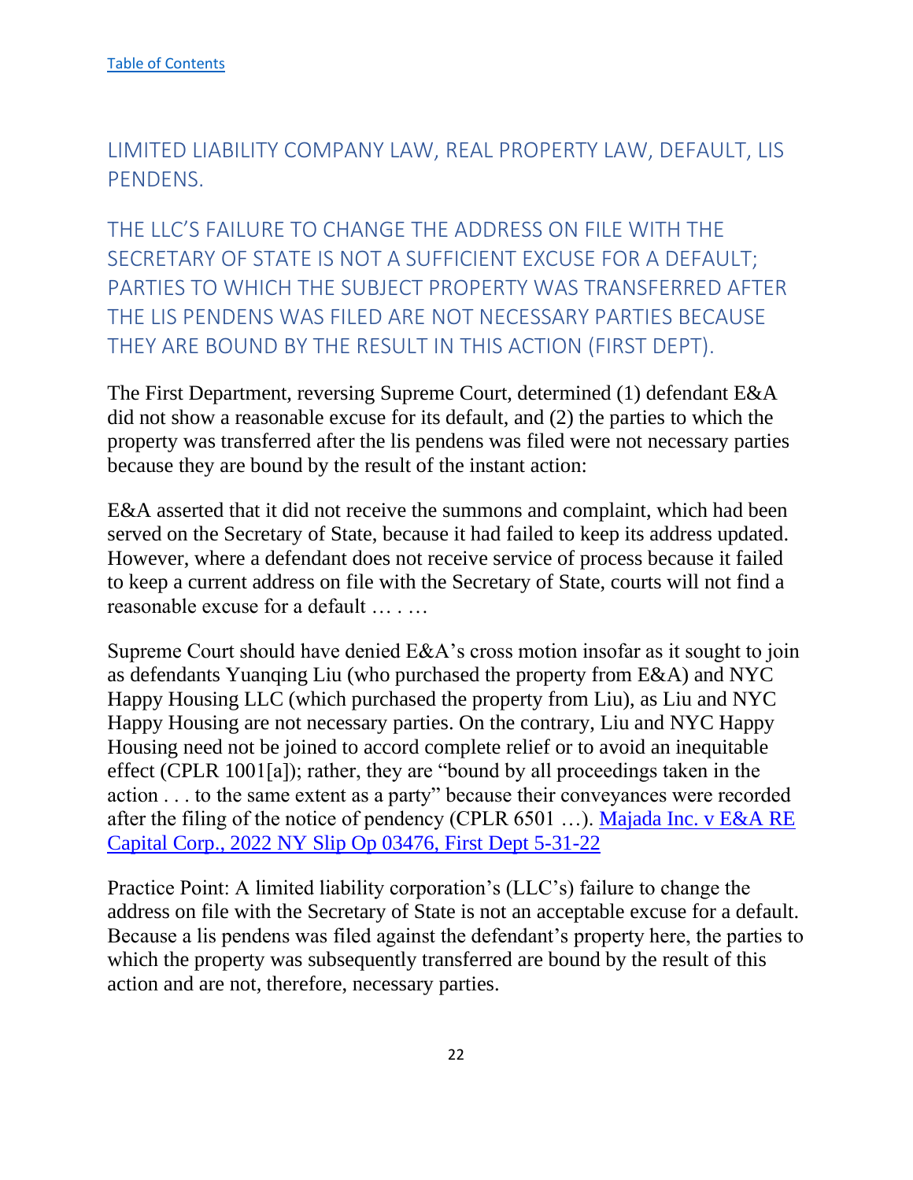[Table of Contents](#)

## LIMITED LIABILITY COMPANY LAW, REAL PROPERTY LAW, DEFAULT, LIS PENDENS.

## THE LLC'S FAILURE TO CHANGE THE ADDRESS ON FILE WITH THE SECRETARY OF STATE IS NOT A SUFFICIENT EXCUSE FOR A DEFAULT; PARTIES TO WHICH THE SUBJECT PROPERTY WAS TRANSFERRED AFTER THE LIS PENDENS WAS FILED ARE NOT NECESSARY PARTIES BECAUSE THEY ARE BOUND BY THE RESULT IN THIS ACTION (FIRST DEPT).

The First Department, reversing Supreme Court, determined (1) defendant E&A did not show a reasonable excuse for its default, and (2) the parties to which the property was transferred after the lis pendens was filed were not necessary parties because they are bound by the result of the instant action:

E&A asserted that it did not receive the summons and complaint, which had been served on the Secretary of State, because it had failed to keep its address updated. However, where a defendant does not receive service of process because it failed to keep a current address on file with the Secretary of State, courts will not find a reasonable excuse for a default … . …

Supreme Court should have denied E&A's cross motion insofar as it sought to join as defendants Yuanqing Liu (who purchased the property from E&A) and NYC Happy Housing LLC (which purchased the property from Liu), as Liu and NYC Happy Housing are not necessary parties. On the contrary, Liu and NYC Happy Housing need not be joined to accord complete relief or to avoid an inequitable effect (CPLR 1001[a]); rather, they are "bound by all proceedings taken in the action . . . to the same extent as a party" because their conveyances were recorded after the filing of the notice of pendency (CPLR 6501 …). [Majada Inc. v E&A RE Capital Corp., 2022 NY Slip Op 03476, First Dept 5-31-22](#)

Practice Point: A limited liability corporation's (LLC's) failure to change the address on file with the Secretary of State is not an acceptable excuse for a default. Because a lis pendens was filed against the defendant's property here, the parties to which the property was subsequently transferred are bound by the result of this action and are not, therefore, necessary parties.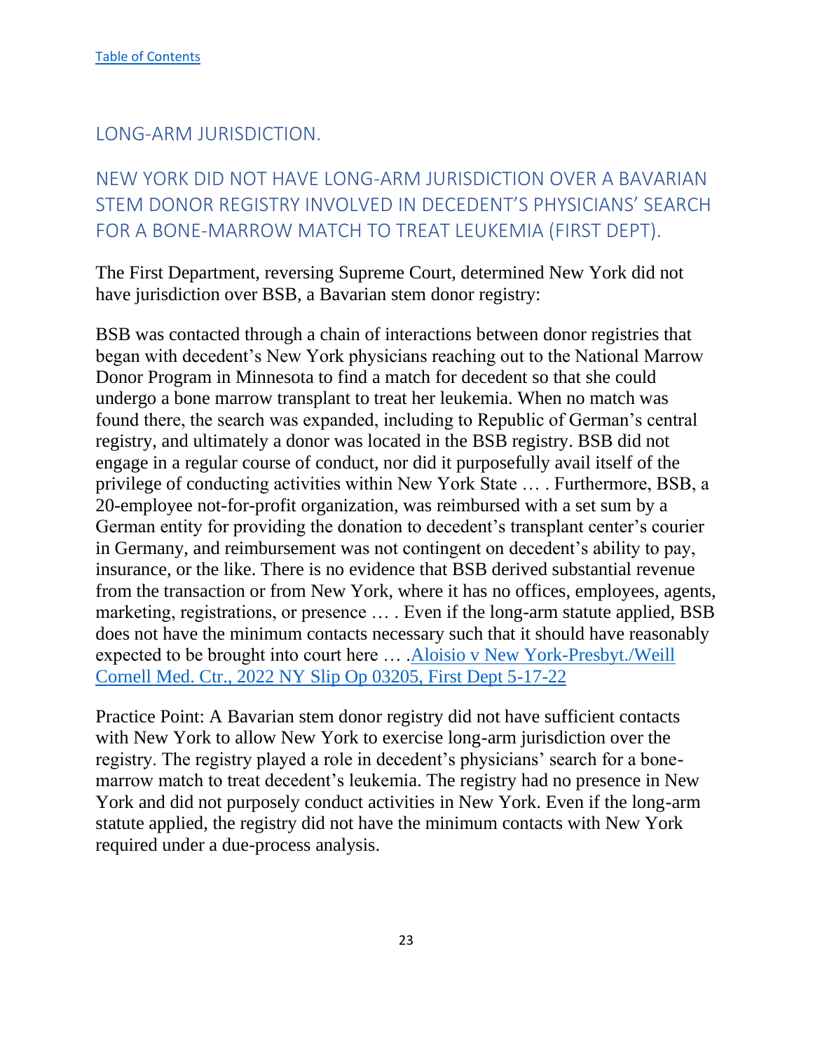[Table of Contents]

## LONG-ARM JURISDICTION.

### NEW YORK DID NOT HAVE LONG-ARM JURISDICTION OVER A BAVARIAN STEM DONOR REGISTRY INVOLVED IN DECEDENT'S PHYSICIANS' SEARCH FOR A BONE-MARROW MATCH TO TREAT LEUKEMIA (FIRST DEPT).

The First Department, reversing Supreme Court, determined New York did not have jurisdiction over BSB, a Bavarian stem donor registry:

BSB was contacted through a chain of interactions between donor registries that began with decedent's New York physicians reaching out to the National Marrow Donor Program in Minnesota to find a match for decedent so that she could undergo a bone marrow transplant to treat her leukemia. When no match was found there, the search was expanded, including to Republic of German's central registry, and ultimately a donor was located in the BSB registry. BSB did not engage in a regular course of conduct, nor did it purposefully avail itself of the privilege of conducting activities within New York State … . Furthermore, BSB, a 20-employee not-for-profit organization, was reimbursed with a set sum by a German entity for providing the donation to decedent's transplant center's courier in Germany, and reimbursement was not contingent on decedent's ability to pay, insurance, or the like. There is no evidence that BSB derived substantial revenue from the transaction or from New York, where it has no offices, employees, agents, marketing, registrations, or presence … . Even if the long-arm statute applied, BSB does not have the minimum contacts necessary such that it should have reasonably expected to be brought into court here … .Aloisio v New York-Presbyt./Weill Cornell Med. Ctr., 2022 NY Slip Op 03205, First Dept 5-17-22

Practice Point: A Bavarian stem donor registry did not have sufficient contacts with New York to allow New York to exercise long-arm jurisdiction over the registry. The registry played a role in decedent's physicians' search for a bone-marrow match to treat decedent's leukemia. The registry had no presence in New York and did not purposely conduct activities in New York. Even if the long-arm statute applied, the registry did not have the minimum contacts with New York required under a due-process analysis.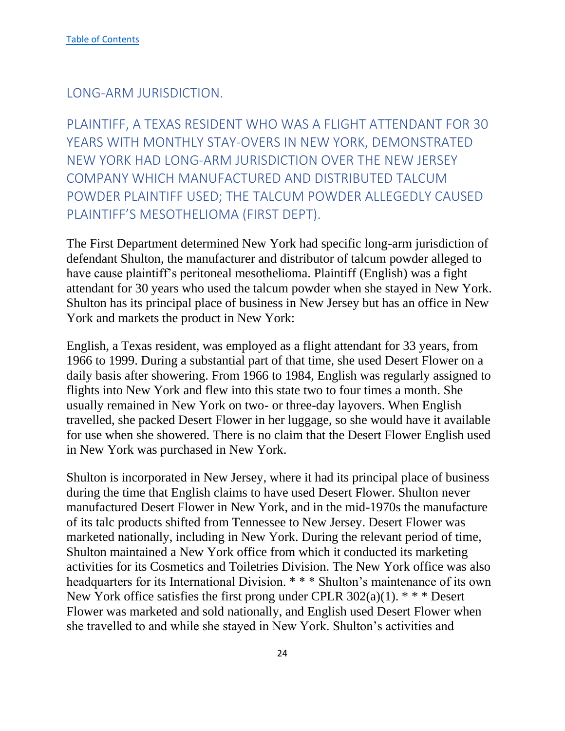[Table of Contents](#)

## LONG-ARM JURISDICTION.

### PLAINTIFF, A TEXAS RESIDENT WHO WAS A FLIGHT ATTENDANT FOR 30 YEARS WITH MONTHLY STAY-OVERS IN NEW YORK, DEMONSTRATED NEW YORK HAD LONG-ARM JURISDICTION OVER THE NEW JERSEY COMPANY WHICH MANUFACTURED AND DISTRIBUTED TALCUM POWDER PLAINTIFF USED; THE TALCUM POWDER ALLEGEDLY CAUSED PLAINTIFF'S MESOTHELIOMA (FIRST DEPT).

The First Department determined New York had specific long-arm jurisdiction of defendant Shulton, the manufacturer and distributor of talcum powder alleged to have cause plaintiff's peritoneal mesothelioma. Plaintiff (English) was a fight attendant for 30 years who used the talcum powder when she stayed in New York. Shulton has its principal place of business in New Jersey but has an office in New York and markets the product in New York:

English, a Texas resident, was employed as a flight attendant for 33 years, from 1966 to 1999. During a substantial part of that time, she used Desert Flower on a daily basis after showering. From 1966 to 1984, English was regularly assigned to flights into New York and flew into this state two to four times a month. She usually remained in New York on two- or three-day layovers. When English travelled, she packed Desert Flower in her luggage, so she would have it available for use when she showered. There is no claim that the Desert Flower English used in New York was purchased in New York.

Shulton is incorporated in New Jersey, where it had its principal place of business during the time that English claims to have used Desert Flower. Shulton never manufactured Desert Flower in New York, and in the mid-1970s the manufacture of its talc products shifted from Tennessee to New Jersey. Desert Flower was marketed nationally, including in New York. During the relevant period of time, Shulton maintained a New York office from which it conducted its marketing activities for its Cosmetics and Toiletries Division. The New York office was also headquarters for its International Division. * * * Shulton's maintenance of its own New York office satisfies the first prong under CPLR 302(a)(1). * * * Desert Flower was marketed and sold nationally, and English used Desert Flower when she travelled to and while she stayed in New York. Shulton's activities and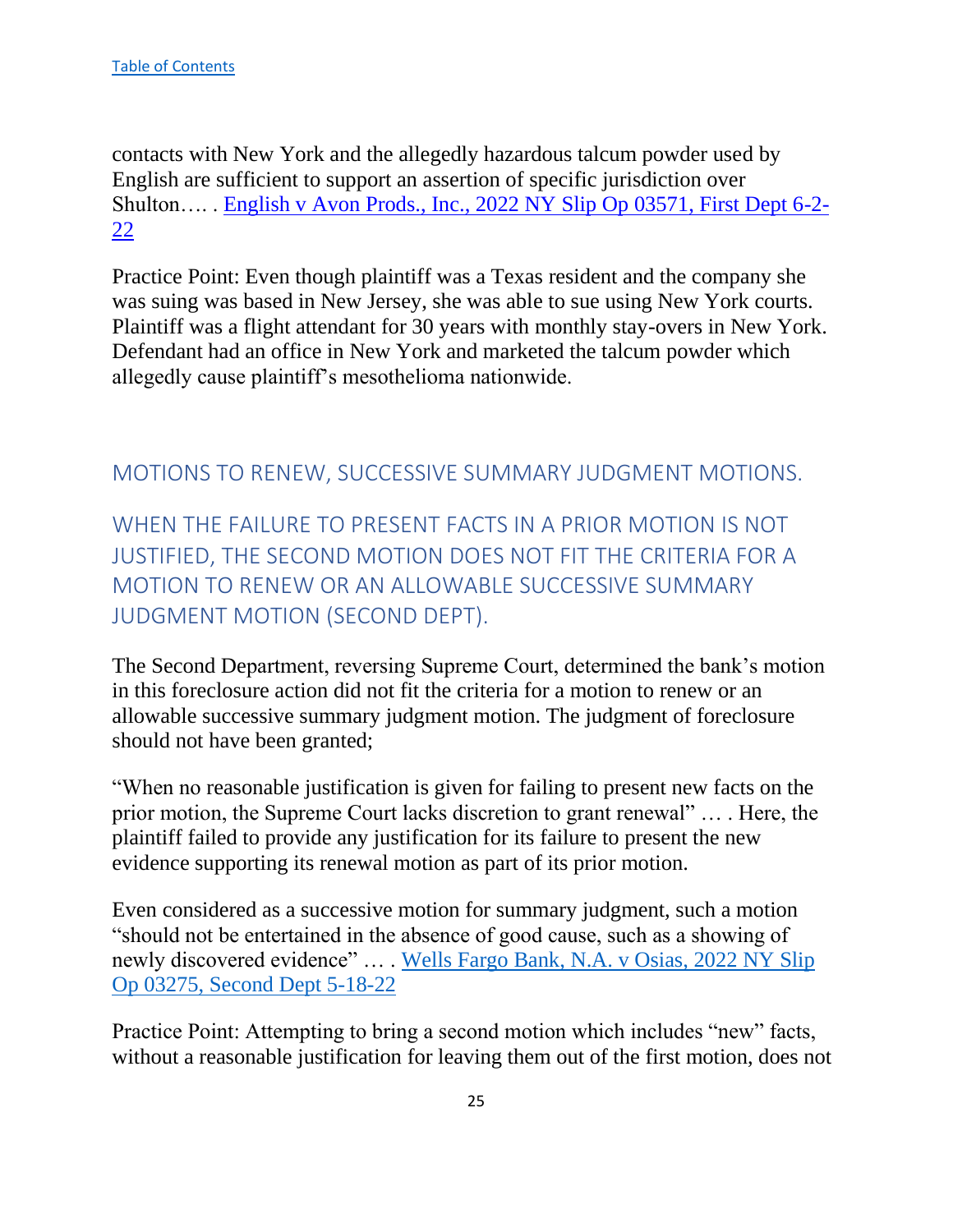[Table of Contents](#)

contacts with New York and the allegedly hazardous talcum powder used by English are sufficient to support an assertion of specific jurisdiction over Shulton…. . [English v Avon Prods., Inc., 2022 NY Slip Op 03571, First Dept 6-2-22](#)

Practice Point: Even though plaintiff was a Texas resident and the company she was suing was based in New Jersey, she was able to sue using New York courts. Plaintiff was a flight attendant for 30 years with monthly stay-overs in New York. Defendant had an office in New York and marketed the talcum powder which allegedly cause plaintiff's mesothelioma nationwide.

## MOTIONS TO RENEW, SUCCESSIVE SUMMARY JUDGMENT MOTIONS.

## WHEN THE FAILURE TO PRESENT FACTS IN A PRIOR MOTION IS NOT JUSTIFIED, THE SECOND MOTION DOES NOT FIT THE CRITERIA FOR A MOTION TO RENEW OR AN ALLOWABLE SUCCESSIVE SUMMARY JUDGMENT MOTION (SECOND DEPT).

The Second Department, reversing Supreme Court, determined the bank's motion in this foreclosure action did not fit the criteria for a motion to renew or an allowable successive summary judgment motion. The judgment of foreclosure should not have been granted;

"When no reasonable justification is given for failing to present new facts on the prior motion, the Supreme Court lacks discretion to grant renewal" … . Here, the plaintiff failed to provide any justification for its failure to present the new evidence supporting its renewal motion as part of its prior motion.

Even considered as a successive motion for summary judgment, such a motion "should not be entertained in the absence of good cause, such as a showing of newly discovered evidence" … . [Wells Fargo Bank, N.A. v Osias, 2022 NY Slip Op 03275, Second Dept 5-18-22](#)

Practice Point: Attempting to bring a second motion which includes "new" facts, without a reasonable justification for leaving them out of the first motion, does not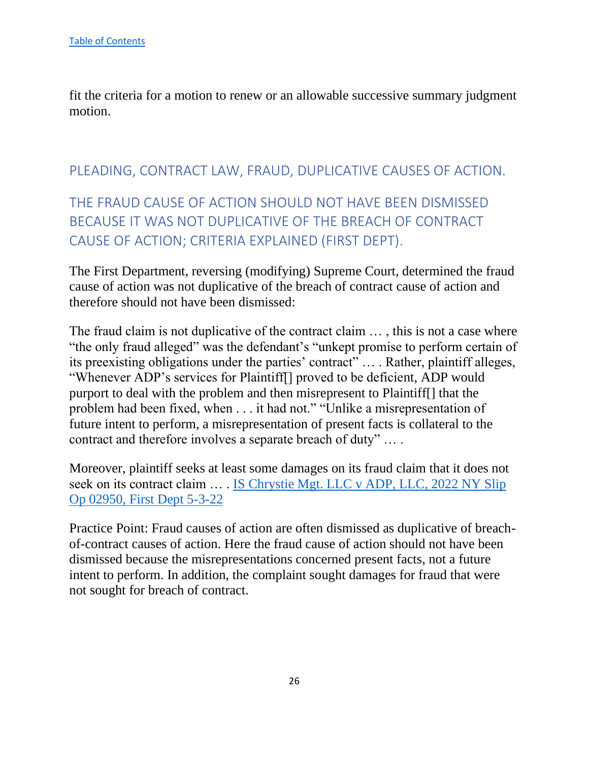[Table of Contents](#)

fit the criteria for a motion to renew or an allowable successive summary judgment motion.

## PLEADING, CONTRACT LAW, FRAUD, DUPLICATIVE CAUSES OF ACTION.

## THE FRAUD CAUSE OF ACTION SHOULD NOT HAVE BEEN DISMISSED BECAUSE IT WAS NOT DUPLICATIVE OF THE BREACH OF CONTRACT CAUSE OF ACTION; CRITERIA EXPLAINED (FIRST DEPT).

The First Department, reversing (modifying) Supreme Court, determined the fraud cause of action was not duplicative of the breach of contract cause of action and therefore should not have been dismissed:

The fraud claim is not duplicative of the contract claim … , this is not a case where "the only fraud alleged" was the defendant's "unkept promise to perform certain of its preexisting obligations under the parties' contract" … . Rather, plaintiff alleges, "Whenever ADP's services for Plaintiff[] proved to be deficient, ADP would purport to deal with the problem and then misrepresent to Plaintiff[] that the problem had been fixed, when . . . it had not." "Unlike a misrepresentation of future intent to perform, a misrepresentation of present facts is collateral to the contract and therefore involves a separate breach of duty" … .

Moreover, plaintiff seeks at least some damages on its fraud claim that it does not seek on its contract claim … . [IS Chrystie Mgt. LLC v ADP, LLC, 2022 NY Slip Op 02950, First Dept 5-3-22](#)

Practice Point: Fraud causes of action are often dismissed as duplicative of breach-of-contract causes of action. Here the fraud cause of action should not have been dismissed because the misrepresentations concerned present facts, not a future intent to perform. In addition, the complaint sought damages for fraud that were not sought for breach of contract.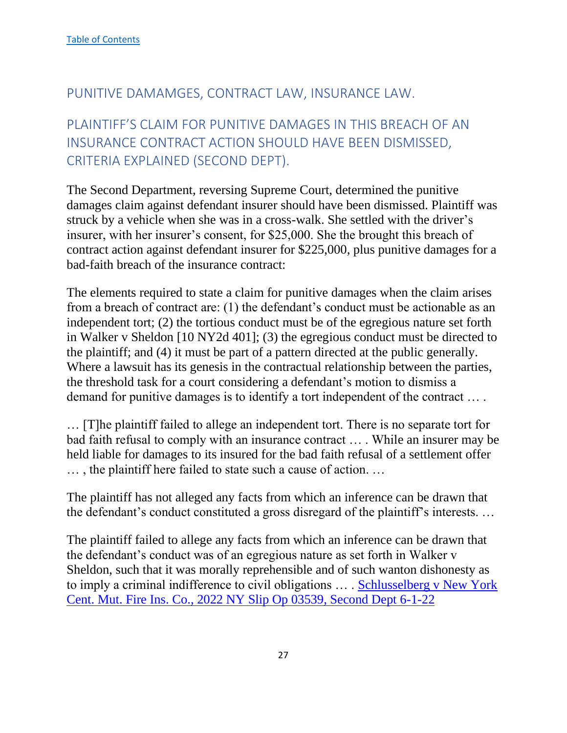Table of Contents

## PUNITIVE DAMAMGES, CONTRACT LAW, INSURANCE LAW.

## PLAINTIFF'S CLAIM FOR PUNITIVE DAMAGES IN THIS BREACH OF AN INSURANCE CONTRACT ACTION SHOULD HAVE BEEN DISMISSED, CRITERIA EXPLAINED (SECOND DEPT).

The Second Department, reversing Supreme Court, determined the punitive damages claim against defendant insurer should have been dismissed. Plaintiff was struck by a vehicle when she was in a cross-walk. She settled with the driver's insurer, with her insurer's consent, for $25,000. She the brought this breach of contract action against defendant insurer for $225,000, plus punitive damages for a bad-faith breach of the insurance contract:

The elements required to state a claim for punitive damages when the claim arises from a breach of contract are: (1) the defendant's conduct must be actionable as an independent tort; (2) the tortious conduct must be of the egregious nature set forth in Walker v Sheldon [10 NY2d 401]; (3) the egregious conduct must be directed to the plaintiff; and (4) it must be part of a pattern directed at the public generally. Where a lawsuit has its genesis in the contractual relationship between the parties, the threshold task for a court considering a defendant's motion to dismiss a demand for punitive damages is to identify a tort independent of the contract … .

… [T]he plaintiff failed to allege an independent tort. There is no separate tort for bad faith refusal to comply with an insurance contract … . While an insurer may be held liable for damages to its insured for the bad faith refusal of a settlement offer … , the plaintiff here failed to state such a cause of action. …

The plaintiff has not alleged any facts from which an inference can be drawn that the defendant's conduct constituted a gross disregard of the plaintiff's interests. …

The plaintiff failed to allege any facts from which an inference can be drawn that the defendant's conduct was of an egregious nature as set forth in Walker v Sheldon, such that it was morally reprehensible and of such wanton dishonesty as to imply a criminal indifference to civil obligations … . Schlusselberg v New York Cent. Mut. Fire Ins. Co., 2022 NY Slip Op 03539, Second Dept 6-1-22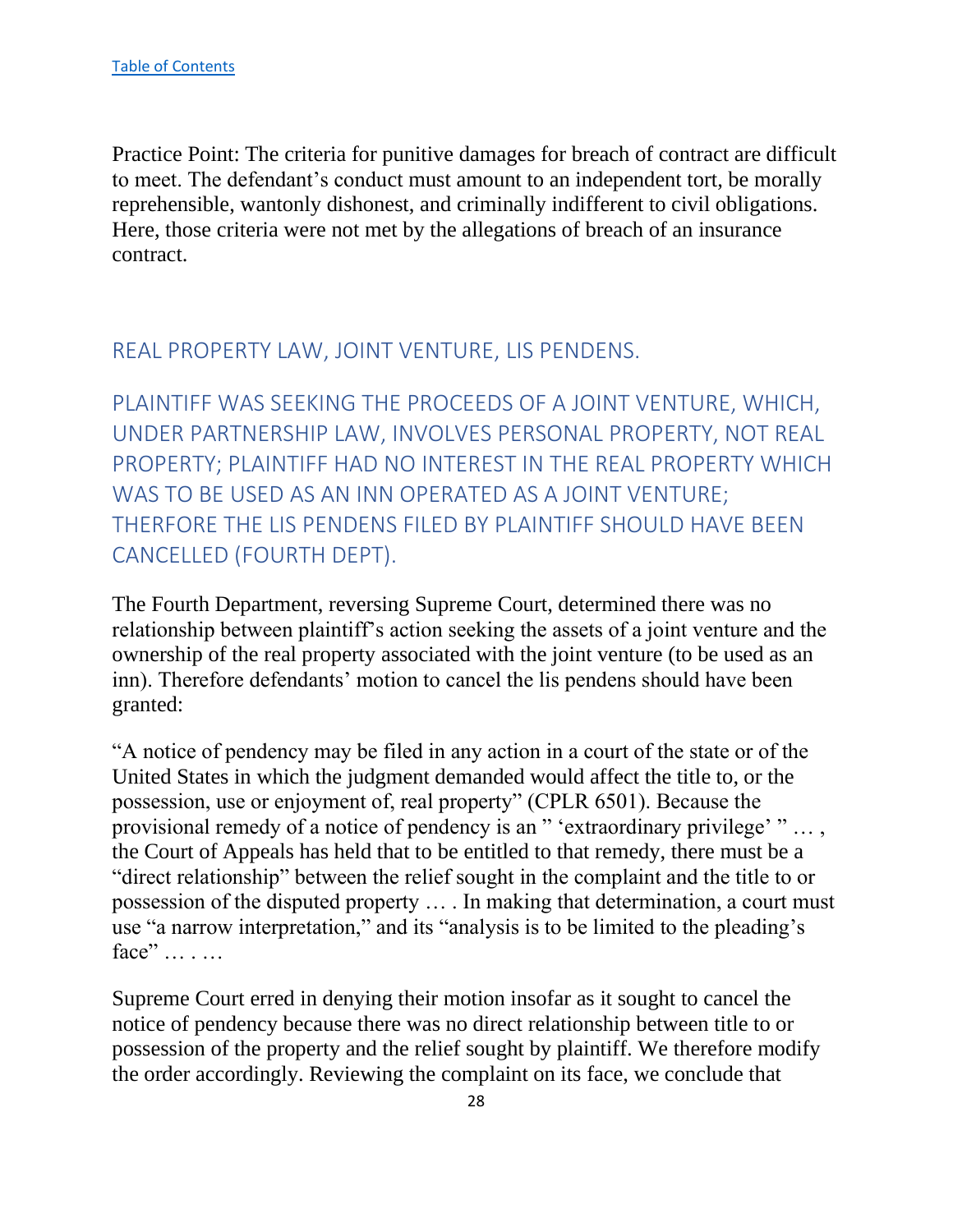[Table of Contents](#)

Practice Point: The criteria for punitive damages for breach of contract are difficult to meet. The defendant's conduct must amount to an independent tort, be morally reprehensible, wantonly dishonest, and criminally indifferent to civil obligations. Here, those criteria were not met by the allegations of breach of an insurance contract.

## REAL PROPERTY LAW, JOINT VENTURE, LIS PENDENS.

## PLAINTIFF WAS SEEKING THE PROCEEDS OF A JOINT VENTURE, WHICH, UNDER PARTNERSHIP LAW, INVOLVES PERSONAL PROPERTY, NOT REAL PROPERTY; PLAINTIFF HAD NO INTEREST IN THE REAL PROPERTY WHICH WAS TO BE USED AS AN INN OPERATED AS A JOINT VENTURE; THERFORE THE LIS PENDENS FILED BY PLAINTIFF SHOULD HAVE BEEN CANCELLED (FOURTH DEPT).

The Fourth Department, reversing Supreme Court, determined there was no relationship between plaintiff's action seeking the assets of a joint venture and the ownership of the real property associated with the joint venture (to be used as an inn). Therefore defendants' motion to cancel the lis pendens should have been granted:

"A notice of pendency may be filed in any action in a court of the state or of the United States in which the judgment demanded would affect the title to, or the possession, use or enjoyment of, real property" (CPLR 6501). Because the provisional remedy of a notice of pendency is an " 'extraordinary privilege' " … , the Court of Appeals has held that to be entitled to that remedy, there must be a "direct relationship" between the relief sought in the complaint and the title to or possession of the disputed property … . In making that determination, a court must use "a narrow interpretation," and its "analysis is to be limited to the pleading's face" … . …

Supreme Court erred in denying their motion insofar as it sought to cancel the notice of pendency because there was no direct relationship between title to or possession of the property and the relief sought by plaintiff. We therefore modify the order accordingly. Reviewing the complaint on its face, we conclude that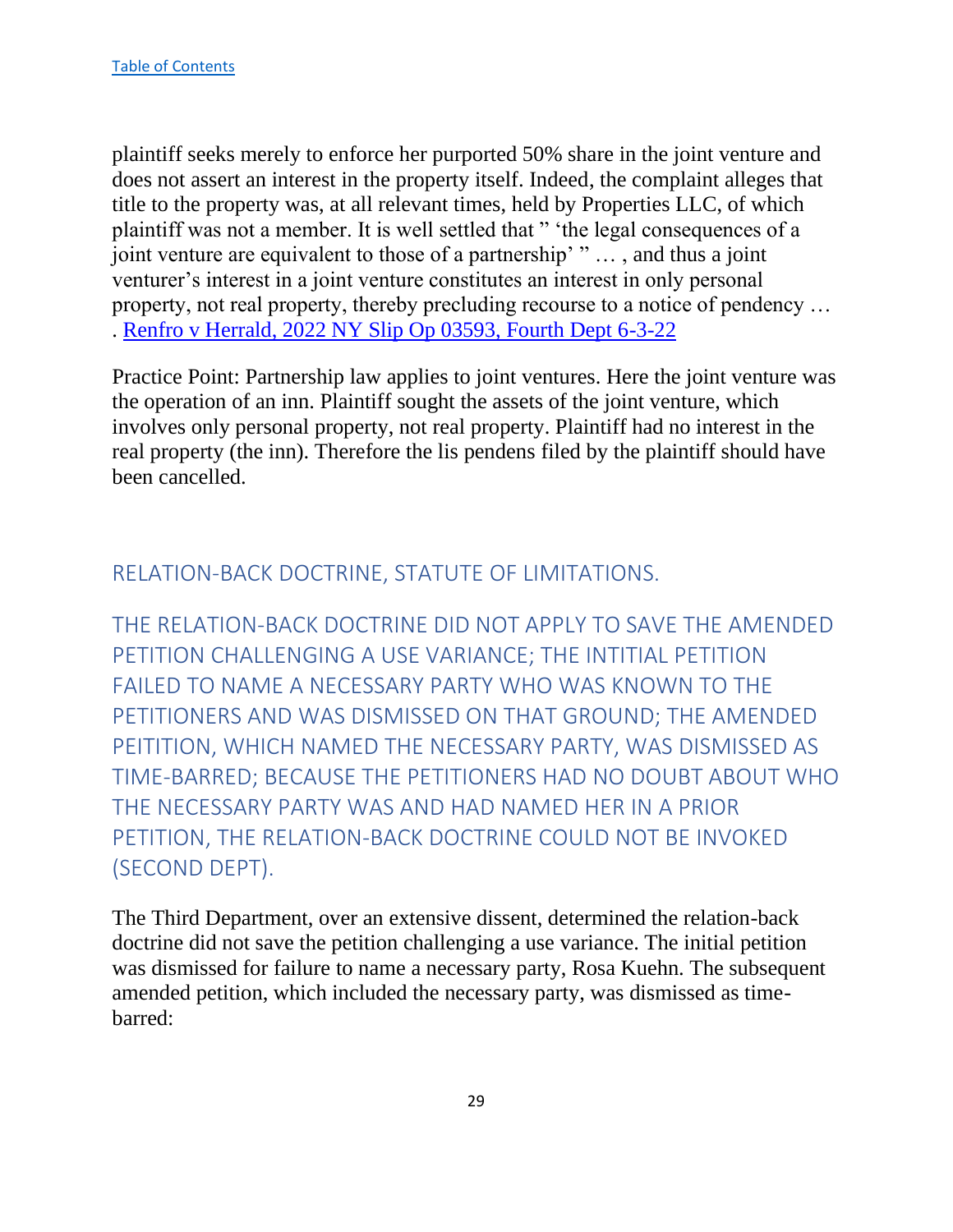plaintiff seeks merely to enforce her purported 50% share in the joint venture and does not assert an interest in the property itself. Indeed, the complaint alleges that title to the property was, at all relevant times, held by Properties LLC, of which plaintiff was not a member. It is well settled that " 'the legal consequences of a joint venture are equivalent to those of a partnership' " … , and thus a joint venturer's interest in a joint venture constitutes an interest in only personal property, not real property, thereby precluding recourse to a notice of pendency … . [Renfro v Herrald, 2022 NY Slip Op 03593, Fourth Dept 6-3-22]

Practice Point: Partnership law applies to joint ventures. Here the joint venture was the operation of an inn. Plaintiff sought the assets of the joint venture, which involves only personal property, not real property. Plaintiff had no interest in the real property (the inn). Therefore the lis pendens filed by the plaintiff should have been cancelled.

## RELATION-BACK DOCTRINE, STATUTE OF LIMITATIONS.

## THE RELATION-BACK DOCTRINE DID NOT APPLY TO SAVE THE AMENDED PETITION CHALLENGING A USE VARIANCE; THE INITIAL PETITION FAILED TO NAME A NECESSARY PARTY WHO WAS KNOWN TO THE PETITIONERS AND WAS DISMISSED ON THAT GROUND; THE AMENDED PEITITION, WHICH NAMED THE NECESSARY PARTY, WAS DISMISSED AS TIME-BARRED; BECAUSE THE PETITIONERS HAD NO DOUBT ABOUT WHO THE NECESSARY PARTY WAS AND HAD NAMED HER IN A PRIOR PETITION, THE RELATION-BACK DOCTRINE COULD NOT BE INVOKED (SECOND DEPT).

The Third Department, over an extensive dissent, determined the relation-back doctrine did not save the petition challenging a use variance. The initial petition was dismissed for failure to name a necessary party, Rosa Kuehn. The subsequent amended petition, which included the necessary party, was dismissed as time-barred: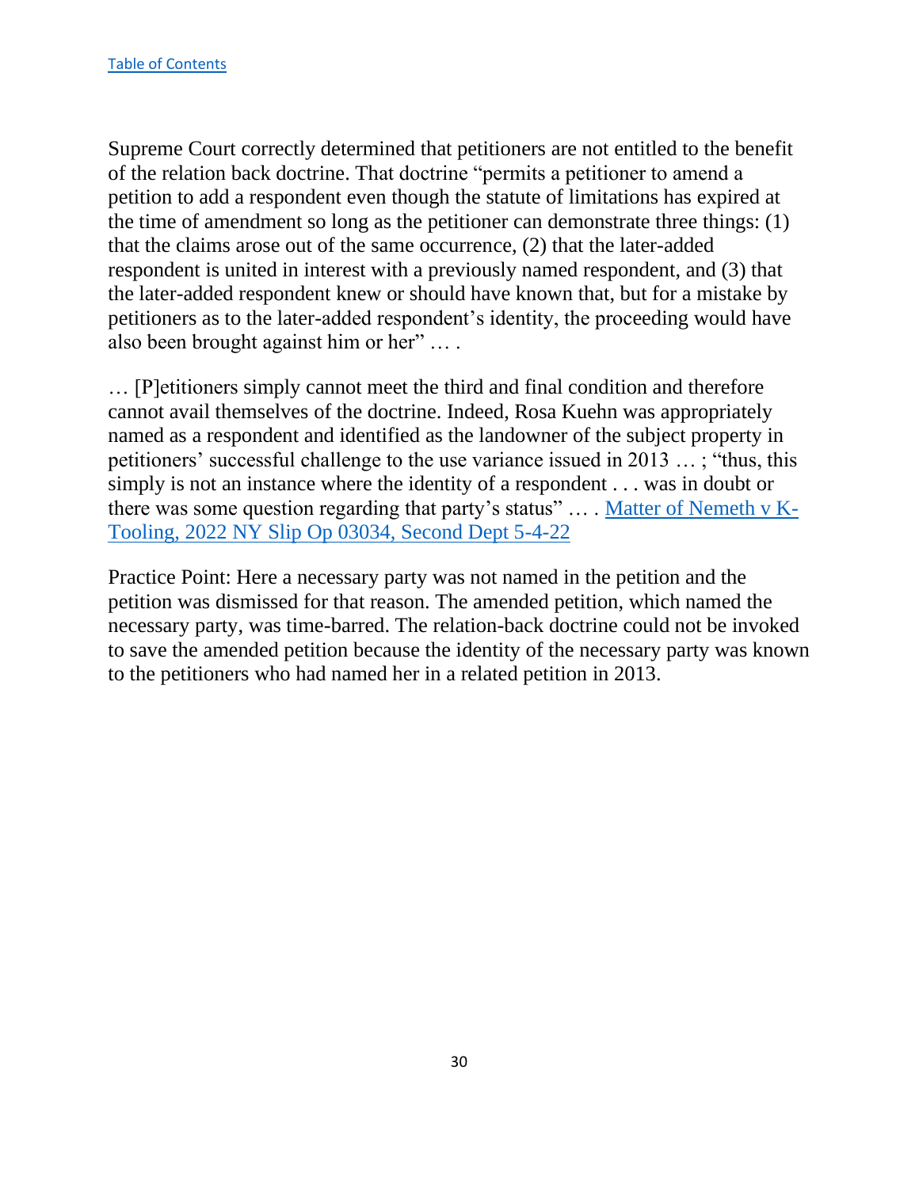[Table of Contents](#)

Supreme Court correctly determined that petitioners are not entitled to the benefit of the relation back doctrine. That doctrine "permits a petitioner to amend a petition to add a respondent even though the statute of limitations has expired at the time of amendment so long as the petitioner can demonstrate three things: (1) that the claims arose out of the same occurrence, (2) that the later-added respondent is united in interest with a previously named respondent, and (3) that the later-added respondent knew or should have known that, but for a mistake by petitioners as to the later-added respondent's identity, the proceeding would have also been brought against him or her" … .

… [P]etitioners simply cannot meet the third and final condition and therefore cannot avail themselves of the doctrine. Indeed, Rosa Kuehn was appropriately named as a respondent and identified as the landowner of the subject property in petitioners' successful challenge to the use variance issued in 2013 … ; "thus, this simply is not an instance where the identity of a respondent . . . was in doubt or there was some question regarding that party's status" … . [Matter of Nemeth v K-Tooling, 2022 NY Slip Op 03034, Second Dept 5-4-22](#)

Practice Point: Here a necessary party was not named in the petition and the petition was dismissed for that reason. The amended petition, which named the necessary party, was time-barred. The relation-back doctrine could not be invoked to save the amended petition because the identity of the necessary party was known to the petitioners who had named her in a related petition in 2013.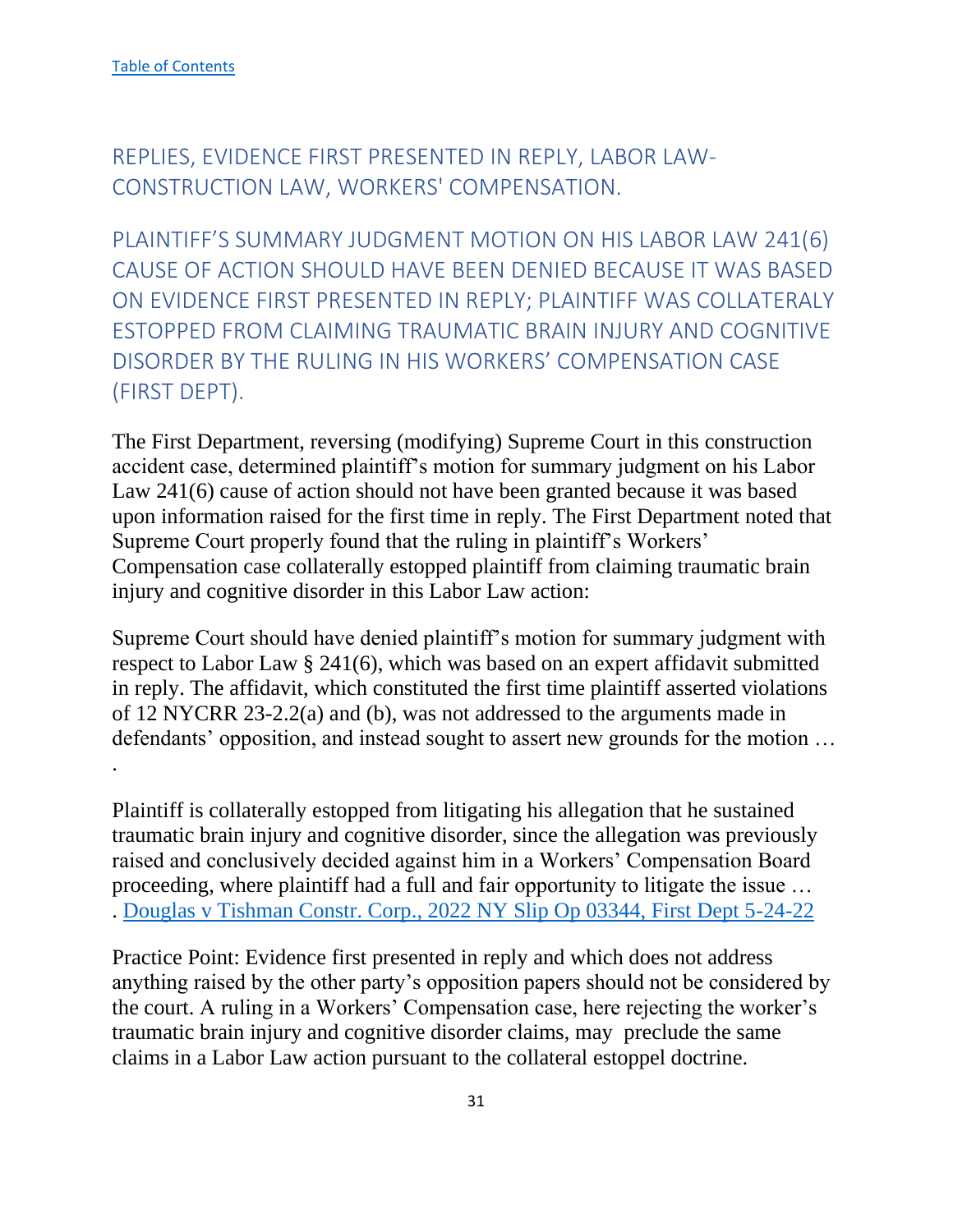[Table of Contents](#)

## REPLIES, EVIDENCE FIRST PRESENTED IN REPLY, LABOR LAW-CONSTRUCTION LAW, WORKERS' COMPENSATION.

## PLAINTIFF'S SUMMARY JUDGMENT MOTION ON HIS LABOR LAW 241(6) CAUSE OF ACTION SHOULD HAVE BEEN DENIED BECAUSE IT WAS BASED ON EVIDENCE FIRST PRESENTED IN REPLY; PLAINTIFF WAS COLLATERALY ESTOPPED FROM CLAIMING TRAUMATIC BRAIN INJURY AND COGNITIVE DISORDER BY THE RULING IN HIS WORKERS' COMPENSATION CASE (FIRST DEPT).

The First Department, reversing (modifying) Supreme Court in this construction accident case, determined plaintiff's motion for summary judgment on his Labor Law 241(6) cause of action should not have been granted because it was based upon information raised for the first time in reply. The First Department noted that Supreme Court properly found that the ruling in plaintiff's Workers' Compensation case collaterally estopped plaintiff from claiming traumatic brain injury and cognitive disorder in this Labor Law action:

Supreme Court should have denied plaintiff's motion for summary judgment with respect to Labor Law § 241(6), which was based on an expert affidavit submitted in reply. The affidavit, which constituted the first time plaintiff asserted violations of 12 NYCRR 23-2.2(a) and (b), was not addressed to the arguments made in defendants' opposition, and instead sought to assert new grounds for the motion … .

Plaintiff is collaterally estopped from litigating his allegation that he sustained traumatic brain injury and cognitive disorder, since the allegation was previously raised and conclusively decided against him in a Workers' Compensation Board proceeding, where plaintiff had a full and fair opportunity to litigate the issue … . [Douglas v Tishman Constr. Corp., 2022 NY Slip Op 03344, First Dept 5-24-22](#)

Practice Point: Evidence first presented in reply and which does not address anything raised by the other party's opposition papers should not be considered by the court. A ruling in a Workers' Compensation case, here rejecting the worker's traumatic brain injury and cognitive disorder claims, may preclude the same claims in a Labor Law action pursuant to the collateral estoppel doctrine.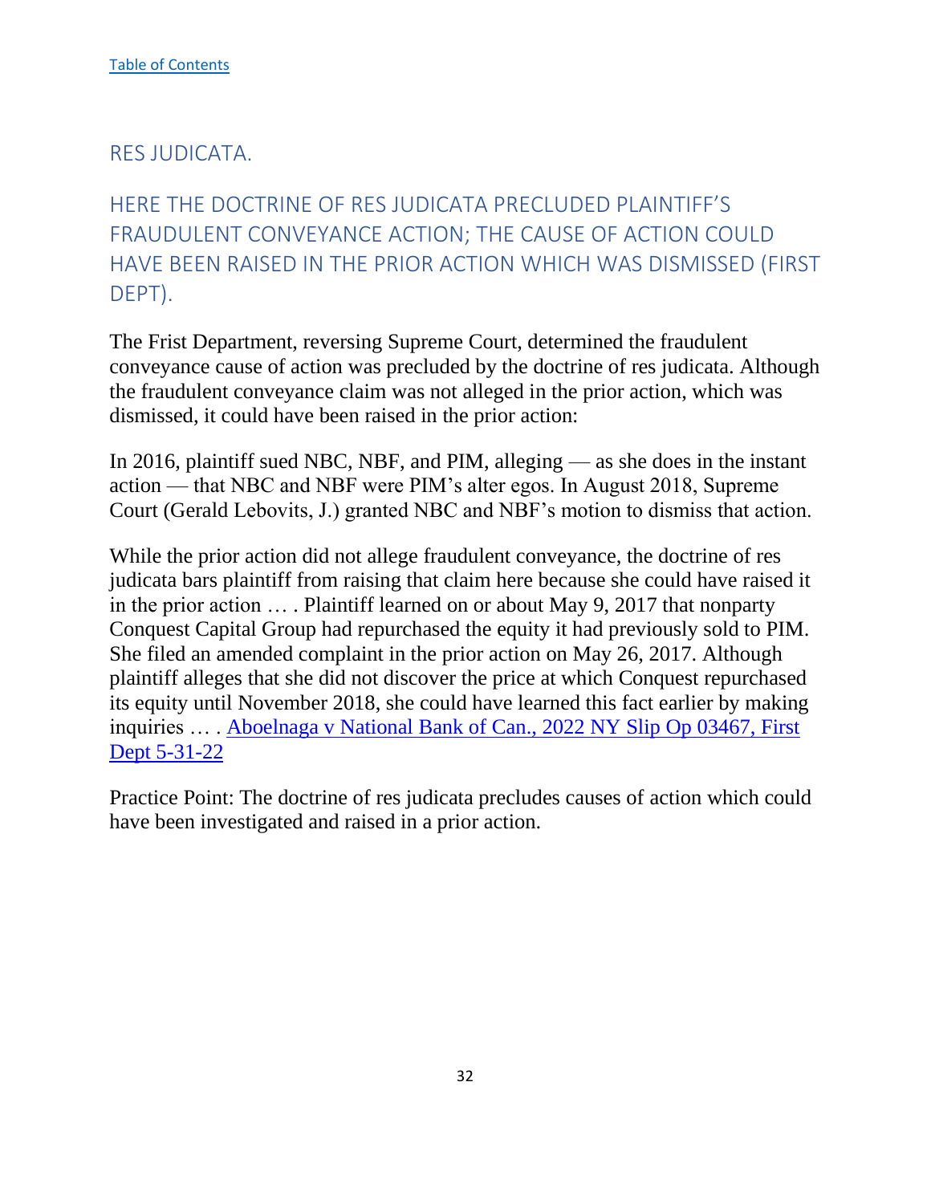[Table of Contents]

## RES JUDICATA.

### HERE THE DOCTRINE OF RES JUDICATA PRECLUDED PLAINTIFF'S FRAUDULENT CONVEYANCE ACTION; THE CAUSE OF ACTION COULD HAVE BEEN RAISED IN THE PRIOR ACTION WHICH WAS DISMISSED (FIRST DEPT).

The Frist Department, reversing Supreme Court, determined the fraudulent conveyance cause of action was precluded by the doctrine of res judicata. Although the fraudulent conveyance claim was not alleged in the prior action, which was dismissed, it could have been raised in the prior action:

In 2016, plaintiff sued NBC, NBF, and PIM, alleging — as she does in the instant action — that NBC and NBF were PIM's alter egos. In August 2018, Supreme Court (Gerald Lebovits, J.) granted NBC and NBF's motion to dismiss that action.

While the prior action did not allege fraudulent conveyance, the doctrine of res judicata bars plaintiff from raising that claim here because she could have raised it in the prior action … . Plaintiff learned on or about May 9, 2017 that nonparty Conquest Capital Group had repurchased the equity it had previously sold to PIM. She filed an amended complaint in the prior action on May 26, 2017. Although plaintiff alleges that she did not discover the price at which Conquest repurchased its equity until November 2018, she could have learned this fact earlier by making inquiries … . [Aboelnaga v National Bank of Can., 2022 NY Slip Op 03467, First Dept 5-31-22]

Practice Point: The doctrine of res judicata precludes causes of action which could have been investigated and raised in a prior action.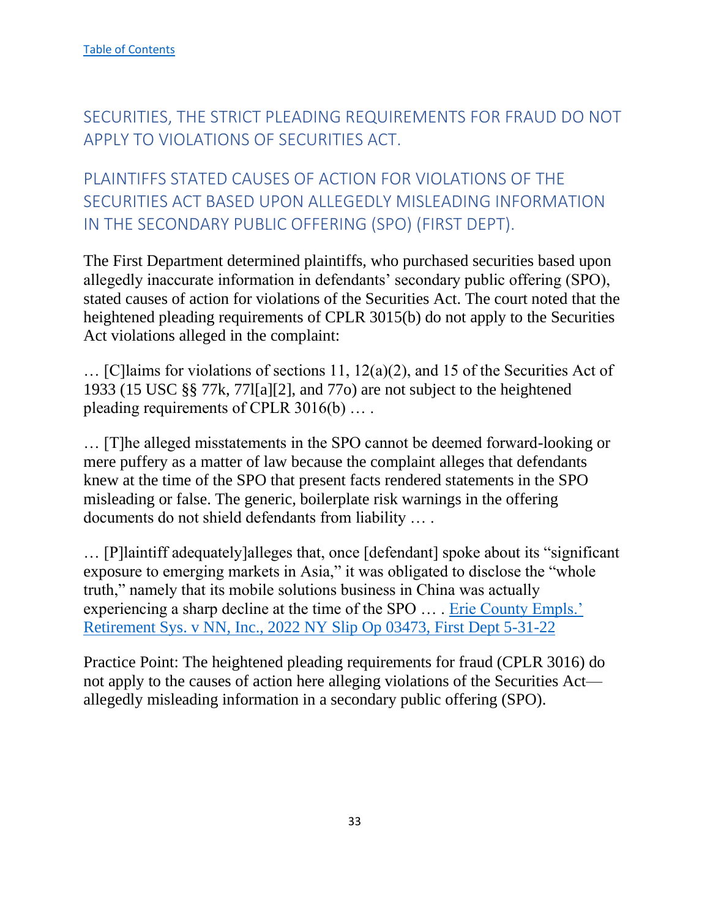[Table of Contents](#)

## SECURITIES, THE STRICT PLEADING REQUIREMENTS FOR FRAUD DO NOT APPLY TO VIOLATIONS OF SECURITIES ACT.

## PLAINTIFFS STATED CAUSES OF ACTION FOR VIOLATIONS OF THE SECURITIES ACT BASED UPON ALLEGEDLY MISLEADING INFORMATION IN THE SECONDARY PUBLIC OFFERING (SPO) (FIRST DEPT).

The First Department determined plaintiffs, who purchased securities based upon allegedly inaccurate information in defendants' secondary public offering (SPO), stated causes of action for violations of the Securities Act. The court noted that the heightened pleading requirements of CPLR 3015(b) do not apply to the Securities Act violations alleged in the complaint:

… [C]laims for violations of sections 11, 12(a)(2), and 15 of the Securities Act of 1933 (15 USC §§ 77k, 77l[a][2], and 77o) are not subject to the heightened pleading requirements of CPLR 3016(b) … .

… [T]he alleged misstatements in the SPO cannot be deemed forward-looking or mere puffery as a matter of law because the complaint alleges that defendants knew at the time of the SPO that present facts rendered statements in the SPO misleading or false. The generic, boilerplate risk warnings in the offering documents do not shield defendants from liability … .

… [P]laintiff adequately]alleges that, once [defendant] spoke about its "significant exposure to emerging markets in Asia," it was obligated to disclose the "whole truth," namely that its mobile solutions business in China was actually experiencing a sharp decline at the time of the SPO … . [Erie County Empls.' Retirement Sys. v NN, Inc., 2022 NY Slip Op 03473, First Dept 5-31-22](#)

Practice Point: The heightened pleading requirements for fraud (CPLR 3016) do not apply to the causes of action here alleging violations of the Securities Act—allegedly misleading information in a secondary public offering (SPO).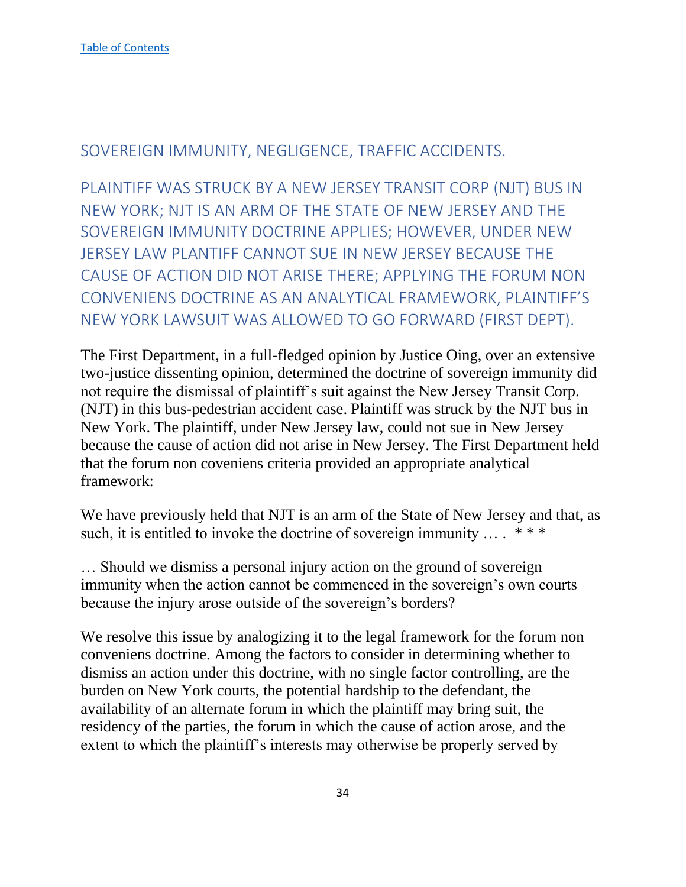[Table of Contents](#)

## SOVEREIGN IMMUNITY, NEGLIGENCE, TRAFFIC ACCIDENTS.

### PLAINTIFF WAS STRUCK BY A NEW JERSEY TRANSIT CORP (NJT) BUS IN NEW YORK; NJT IS AN ARM OF THE STATE OF NEW JERSEY AND THE SOVEREIGN IMMUNITY DOCTRINE APPLIES; HOWEVER, UNDER NEW JERSEY LAW PLANTIFF CANNOT SUE IN NEW JERSEY BECAUSE THE CAUSE OF ACTION DID NOT ARISE THERE; APPLYING THE FORUM NON CONVENIENS DOCTRINE AS AN ANALYTICAL FRAMEWORK, PLAINTIFF'S NEW YORK LAWSUIT WAS ALLOWED TO GO FORWARD (FIRST DEPT).

The First Department, in a full-fledged opinion by Justice Oing, over an extensive two-justice dissenting opinion, determined the doctrine of sovereign immunity did not require the dismissal of plaintiff's suit against the New Jersey Transit Corp. (NJT) in this bus-pedestrian accident case. Plaintiff was struck by the NJT bus in New York. The plaintiff, under New Jersey law, could not sue in New Jersey because the cause of action did not arise in New Jersey. The First Department held that the forum non coveniens criteria provided an appropriate analytical framework:

We have previously held that NJT is an arm of the State of New Jersey and that, as such, it is entitled to invoke the doctrine of sovereign immunity … . * * *

… Should we dismiss a personal injury action on the ground of sovereign immunity when the action cannot be commenced in the sovereign's own courts because the injury arose outside of the sovereign's borders?

We resolve this issue by analogizing it to the legal framework for the forum non conveniens doctrine. Among the factors to consider in determining whether to dismiss an action under this doctrine, with no single factor controlling, are the burden on New York courts, the potential hardship to the defendant, the availability of an alternate forum in which the plaintiff may bring suit, the residency of the parties, the forum in which the cause of action arose, and the extent to which the plaintiff's interests may otherwise be properly served by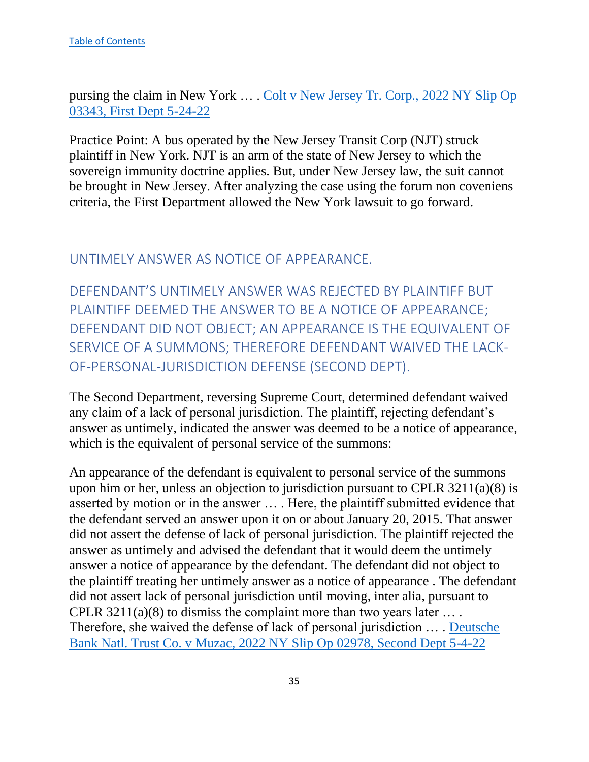[Table of Contents](#)

pursing the claim in New York … . [Colt v New Jersey Tr. Corp., 2022 NY Slip Op 03343, First Dept 5-24-22](#)

Practice Point: A bus operated by the New Jersey Transit Corp (NJT) struck plaintiff in New York. NJT is an arm of the state of New Jersey to which the sovereign immunity doctrine applies. But, under New Jersey law, the suit cannot be brought in New Jersey. After analyzing the case using the forum non coveniens criteria, the First Department allowed the New York lawsuit to go forward.

## UNTIMELY ANSWER AS NOTICE OF APPEARANCE.

### DEFENDANT'S UNTIMELY ANSWER WAS REJECTED BY PLAINTIFF BUT PLAINTIFF DEEMED THE ANSWER TO BE A NOTICE OF APPEARANCE; DEFENDANT DID NOT OBJECT; AN APPEARANCE IS THE EQUIVALENT OF SERVICE OF A SUMMONS; THEREFORE DEFENDANT WAIVED THE LACK-OF-PERSONAL-JURISDICTION DEFENSE (SECOND DEPT).

The Second Department, reversing Supreme Court, determined defendant waived any claim of a lack of personal jurisdiction. The plaintiff, rejecting defendant's answer as untimely, indicated the answer was deemed to be a notice of appearance, which is the equivalent of personal service of the summons:

An appearance of the defendant is equivalent to personal service of the summons upon him or her, unless an objection to jurisdiction pursuant to CPLR 3211(a)(8) is asserted by motion or in the answer … . Here, the plaintiff submitted evidence that the defendant served an answer upon it on or about January 20, 2015. That answer did not assert the defense of lack of personal jurisdiction. The plaintiff rejected the answer as untimely and advised the defendant that it would deem the untimely answer a notice of appearance by the defendant. The defendant did not object to the plaintiff treating her untimely answer as a notice of appearance . The defendant did not assert lack of personal jurisdiction until moving, inter alia, pursuant to CPLR 3211(a)(8) to dismiss the complaint more than two years later … . Therefore, she waived the defense of lack of personal jurisdiction … . [Deutsche Bank Natl. Trust Co. v Muzac, 2022 NY Slip Op 02978, Second Dept 5-4-22](#)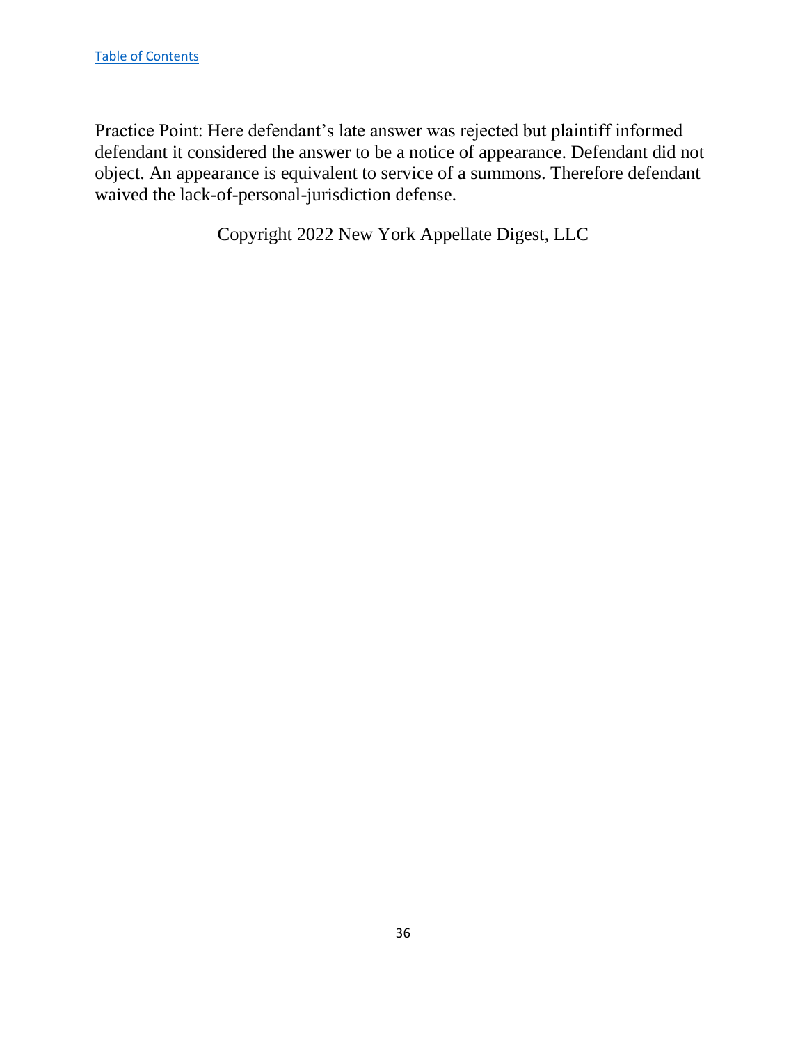[Table of Contents](#)

Practice Point: Here defendant's late answer was rejected but plaintiff informed defendant it considered the answer to be a notice of appearance. Defendant did not object. An appearance is equivalent to service of a summons. Therefore defendant waived the lack-of-personal-jurisdiction defense.

Copyright 2022 New York Appellate Digest, LLC